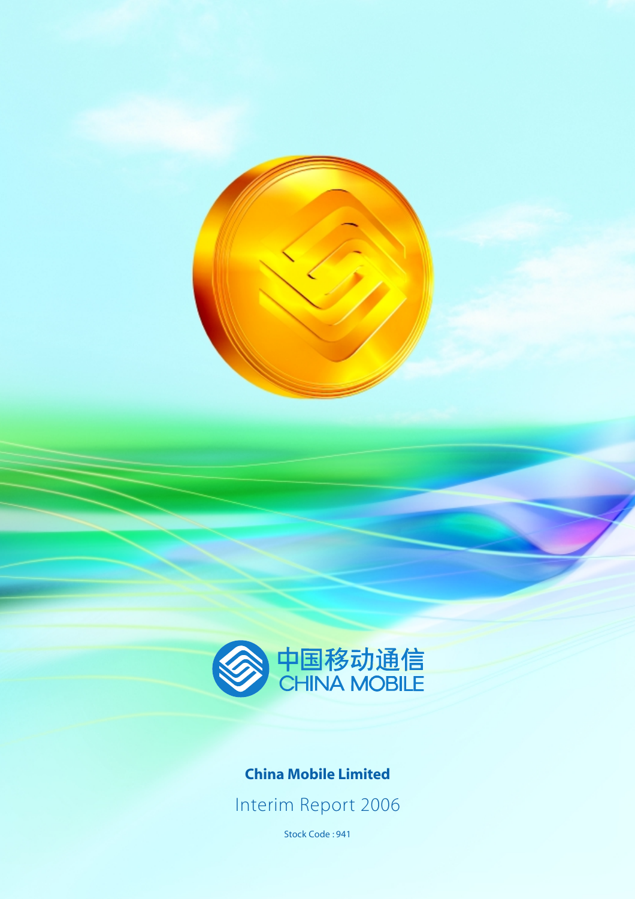中国移动通信
CHINA MOBILE

**China Mobile Limited**

Interim Report 2006

Stock Code : 941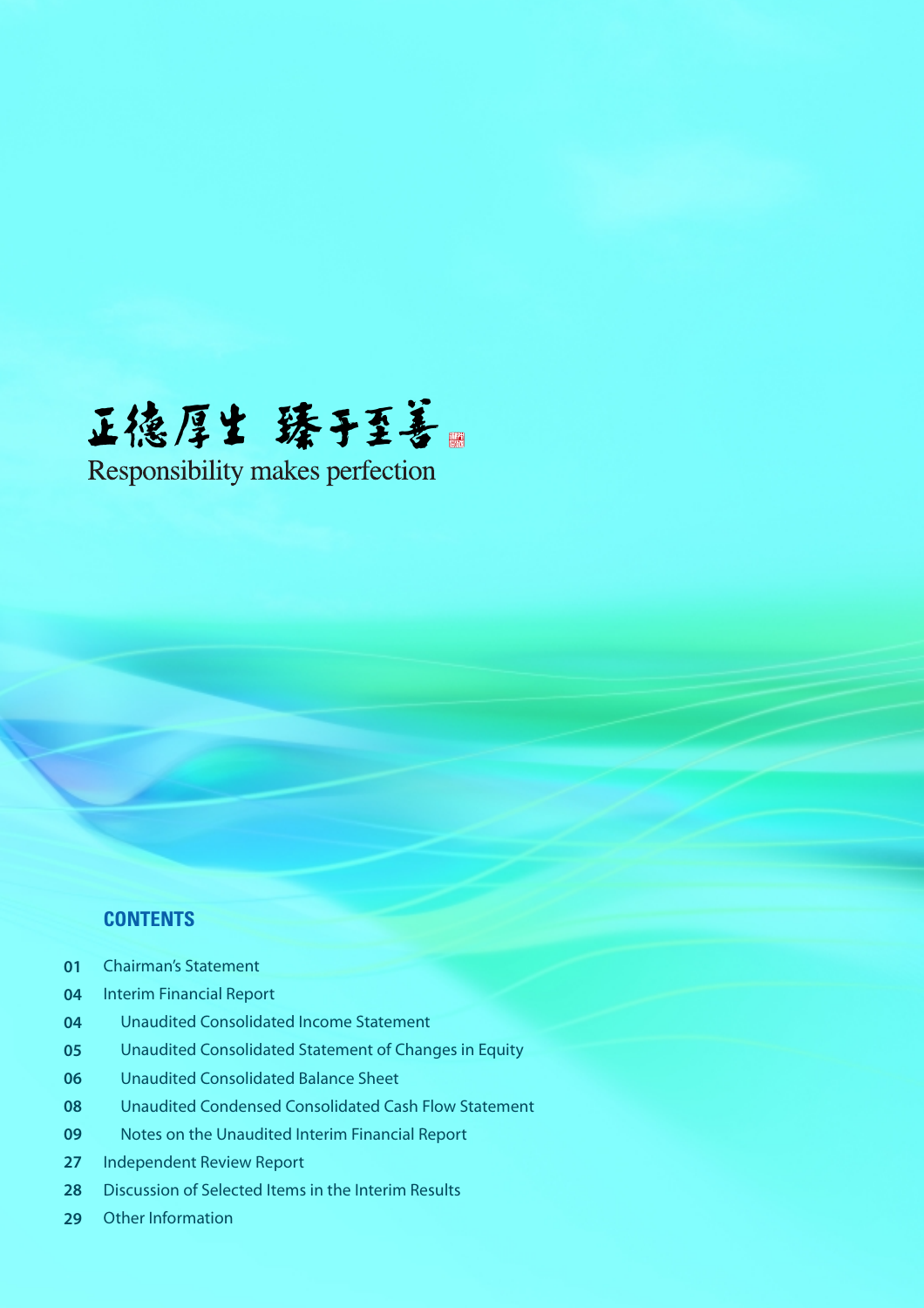正德厚生 臻于至善

Responsibility makes perfection

## CONTENTS

| | |
|---|---|
| 01 | Chairman's Statement |
| 04 | Interim Financial Report |
| 04 | Unaudited Consolidated Income Statement |
| 05 | Unaudited Consolidated Statement of Changes in Equity |
| 06 | Unaudited Consolidated Balance Sheet |
| 08 | Unaudited Condensed Consolidated Cash Flow Statement |
| 09 | Notes on the Unaudited Interim Financial Report |
| 27 | Independent Review Report |
| 28 | Discussion of Selected Items in the Interim Results |
| 29 | Other Information |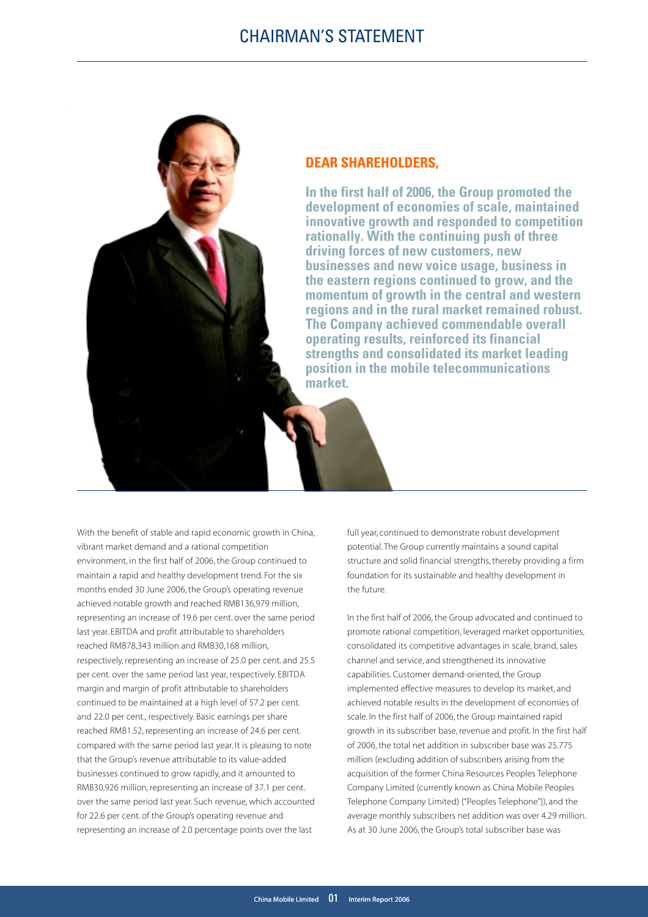# CHAIRMAN'S STATEMENT

## DEAR SHAREHOLDERS,

**In the first half of 2006, the Group promoted the development of economies of scale, maintained innovative growth and responded to competition rationally. With the continuing push of three driving forces of new customers, new businesses and new voice usage, business in the eastern regions continued to grow, and the momentum of growth in the central and western regions and in the rural market remained robust. The Company achieved commendable overall operating results, reinforced its financial strengths and consolidated its market leading position in the mobile telecommunications market.**

With the benefit of stable and rapid economic growth in China, vibrant market demand and a rational competition environment, in the first half of 2006, the Group continued to maintain a rapid and healthy development trend. For the six months ended 30 June 2006, the Group's operating revenue achieved notable growth and reached RMB136,979 million, representing an increase of 19.6 per cent. over the same period last year. EBITDA and profit attributable to shareholders reached RMB78,343 million and RMB30,168 million, respectively, representing an increase of 25.0 per cent. and 25.5 per cent. over the same period last year, respectively. EBITDA margin and margin of profit attributable to shareholders continued to be maintained at a high level of 57.2 per cent. and 22.0 per cent., respectively. Basic earnings per share reached RMB1.52, representing an increase of 24.6 per cent. compared with the same period last year. It is pleasing to note that the Group's revenue attributable to its value-added businesses continued to grow rapidly, and it amounted to RMB30,926 million, representing an increase of 37.1 per cent. over the same period last year. Such revenue, which accounted for 22.6 per cent. of the Group's operating revenue and representing an increase of 2.0 percentage points over the last full year, continued to demonstrate robust development potential. The Group currently maintains a sound capital structure and solid financial strengths, thereby providing a firm foundation for its sustainable and healthy development in the future.

In the first half of 2006, the Group advocated and continued to promote rational competition, leveraged market opportunities, consolidated its competitive advantages in scale, brand, sales channel and service, and strengthened its innovative capabilities. Customer demand-oriented, the Group implemented effective measures to develop its market, and achieved notable results in the development of economies of scale. In the first half of 2006, the Group maintained rapid growth in its subscriber base, revenue and profit. In the first half of 2006, the total net addition in subscriber base was 25.775 million (excluding addition of subscribers arising from the acquisition of the former China Resources Peoples Telephone Company Limited (currently known as China Mobile Peoples Telephone Company Limited) ("Peoples Telephone")), and the average monthly subscribers net addition was over 4.29 million. As at 30 June 2006, the Group's total subscriber base was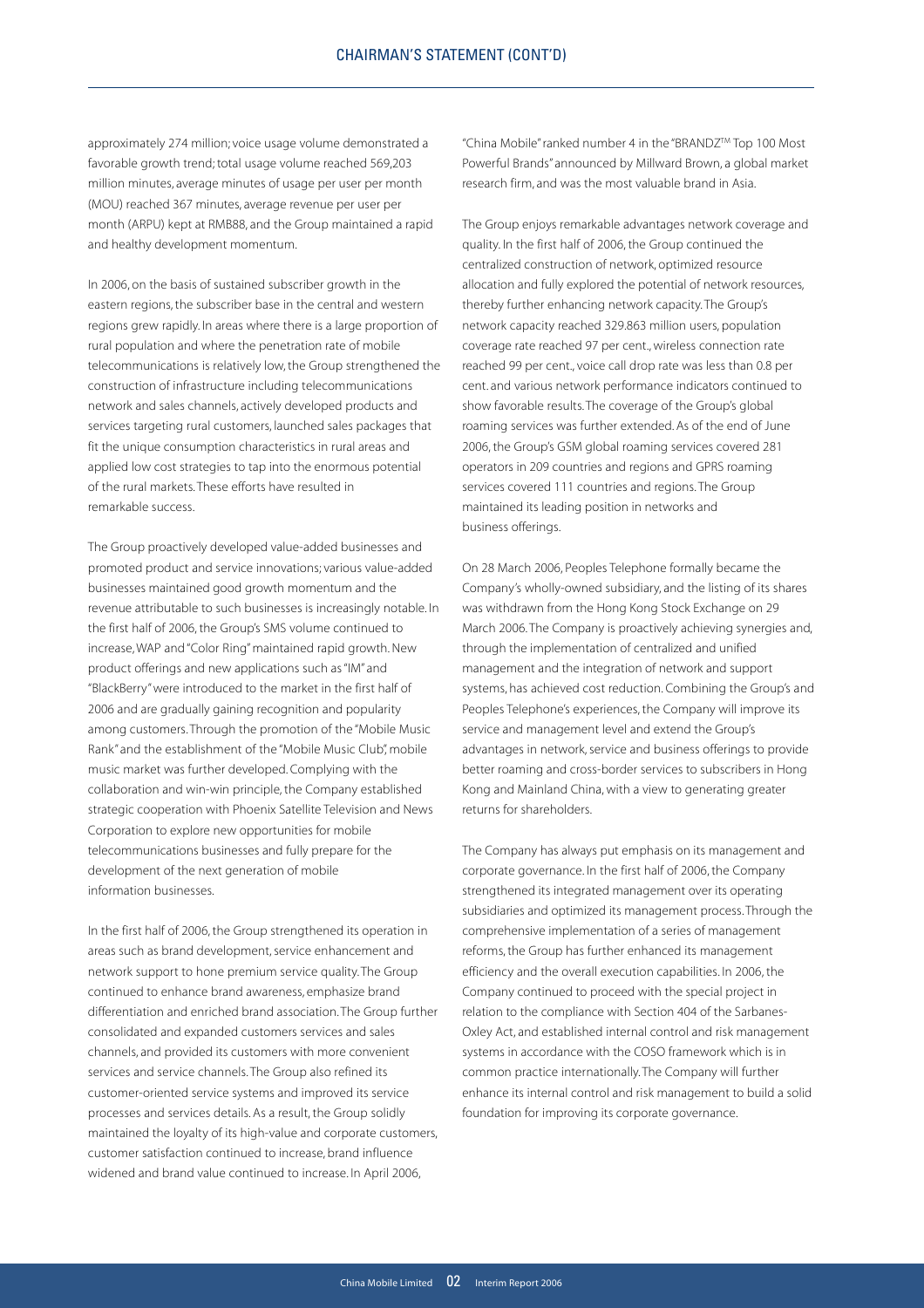approximately 274 million; voice usage volume demonstrated a favorable growth trend; total usage volume reached 569,203 million minutes, average minutes of usage per user per month (MOU) reached 367 minutes, average revenue per user per month (ARPU) kept at RMB88, and the Group maintained a rapid and healthy development momentum.

In 2006, on the basis of sustained subscriber growth in the eastern regions, the subscriber base in the central and western regions grew rapidly. In areas where there is a large proportion of rural population and where the penetration rate of mobile telecommunications is relatively low, the Group strengthened the construction of infrastructure including telecommunications network and sales channels, actively developed products and services targeting rural customers, launched sales packages that fit the unique consumption characteristics in rural areas and applied low cost strategies to tap into the enormous potential of the rural markets. These efforts have resulted in remarkable success.

The Group proactively developed value-added businesses and promoted product and service innovations; various value-added businesses maintained good growth momentum and the revenue attributable to such businesses is increasingly notable. In the first half of 2006, the Group's SMS volume continued to increase, WAP and "Color Ring" maintained rapid growth. New product offerings and new applications such as "IM" and "BlackBerry" were introduced to the market in the first half of 2006 and are gradually gaining recognition and popularity among customers. Through the promotion of the "Mobile Music Rank" and the establishment of the "Mobile Music Club", mobile music market was further developed. Complying with the collaboration and win-win principle, the Company established strategic cooperation with Phoenix Satellite Television and News Corporation to explore new opportunities for mobile telecommunications businesses and fully prepare for the development of the next generation of mobile information businesses.

In the first half of 2006, the Group strengthened its operation in areas such as brand development, service enhancement and network support to hone premium service quality. The Group continued to enhance brand awareness, emphasize brand differentiation and enriched brand association. The Group further consolidated and expanded customers services and sales channels, and provided its customers with more convenient services and service channels. The Group also refined its customer-oriented service systems and improved its service processes and services details. As a result, the Group solidly maintained the loyalty of its high-value and corporate customers, customer satisfaction continued to increase, brand influence widened and brand value continued to increase. In April 2006, "China Mobile" ranked number 4 in the "BRANDZ™ Top 100 Most Powerful Brands" announced by Millward Brown, a global market research firm, and was the most valuable brand in Asia.

The Group enjoys remarkable advantages network coverage and quality. In the first half of 2006, the Group continued the centralized construction of network, optimized resource allocation and fully explored the potential of network resources, thereby further enhancing network capacity. The Group's network capacity reached 329.863 million users, population coverage rate reached 97 per cent., wireless connection rate reached 99 per cent., voice call drop rate was less than 0.8 per cent. and various network performance indicators continued to show favorable results. The coverage of the Group's global roaming services was further extended. As of the end of June 2006, the Group's GSM global roaming services covered 281 operators in 209 countries and regions and GPRS roaming services covered 111 countries and regions. The Group maintained its leading position in networks and business offerings.

On 28 March 2006, Peoples Telephone formally became the Company's wholly-owned subsidiary, and the listing of its shares was withdrawn from the Hong Kong Stock Exchange on 29 March 2006. The Company is proactively achieving synergies and, through the implementation of centralized and unified management and the integration of network and support systems, has achieved cost reduction. Combining the Group's and Peoples Telephone's experiences, the Company will improve its service and management level and extend the Group's advantages in network, service and business offerings to provide better roaming and cross-border services to subscribers in Hong Kong and Mainland China, with a view to generating greater returns for shareholders.

The Company has always put emphasis on its management and corporate governance. In the first half of 2006, the Company strengthened its integrated management over its operating subsidiaries and optimized its management process. Through the comprehensive implementation of a series of management reforms, the Group has further enhanced its management efficiency and the overall execution capabilities. In 2006, the Company continued to proceed with the special project in relation to the compliance with Section 404 of the Sarbanes-Oxley Act, and established internal control and risk management systems in accordance with the COSO framework which is in common practice internationally. The Company will further enhance its internal control and risk management to build a solid foundation for improving its corporate governance.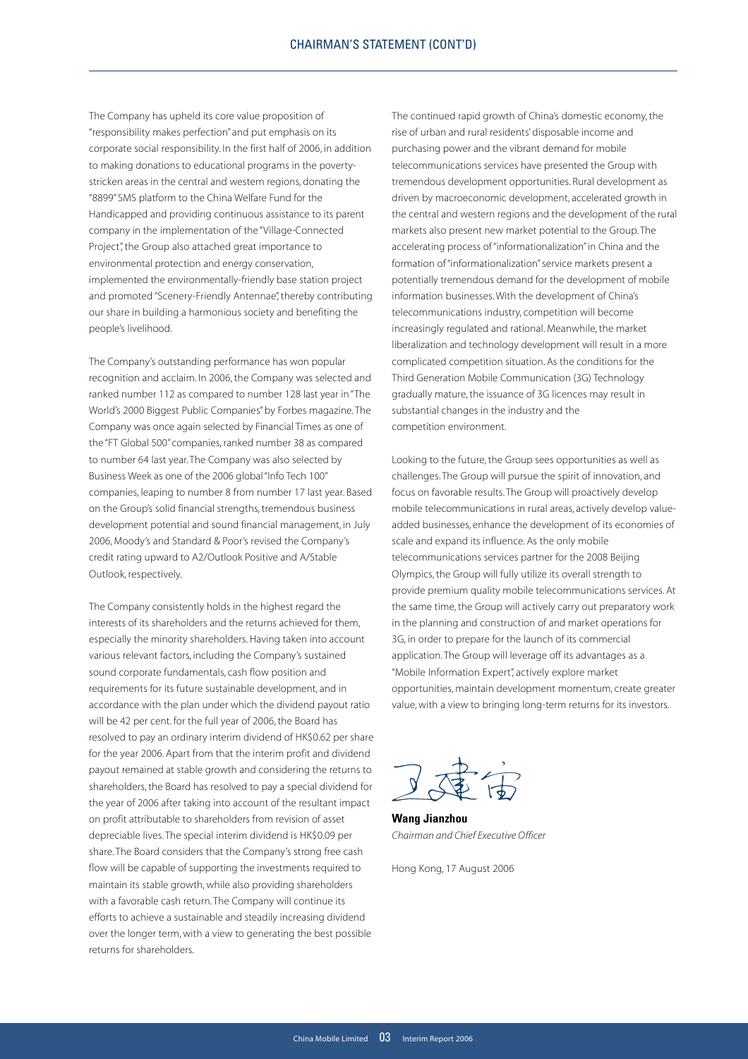The Company has upheld its core value proposition of "responsibility makes perfection" and put emphasis on its corporate social responsibility. In the first half of 2006, in addition to making donations to educational programs in the poverty-stricken areas in the central and western regions, donating the "8899" SMS platform to the China Welfare Fund for the Handicapped and providing continuous assistance to its parent company in the implementation of the "Village-Connected Project", the Group also attached great importance to environmental protection and energy conservation, implemented the environmentally-friendly base station project and promoted "Scenery-Friendly Antennae", thereby contributing our share in building a harmonious society and benefiting the people's livelihood.

The Company's outstanding performance has won popular recognition and acclaim. In 2006, the Company was selected and ranked number 112 as compared to number 128 last year in "The World's 2000 Biggest Public Companies" by Forbes magazine. The Company was once again selected by Financial Times as one of the "FT Global 500" companies, ranked number 38 as compared to number 64 last year. The Company was also selected by Business Week as one of the 2006 global "Info Tech 100" companies, leaping to number 8 from number 17 last year. Based on the Group's solid financial strengths, tremendous business development potential and sound financial management, in July 2006, Moody's and Standard & Poor's revised the Company's credit rating upward to A2/Outlook Positive and A/Stable Outlook, respectively.

The Company consistently holds in the highest regard the interests of its shareholders and the returns achieved for them, especially the minority shareholders. Having taken into account various relevant factors, including the Company's sustained sound corporate fundamentals, cash flow position and requirements for its future sustainable development, and in accordance with the plan under which the dividend payout ratio will be 42 per cent. for the full year of 2006, the Board has resolved to pay an ordinary interim dividend of HK$0.62 per share for the year 2006. Apart from that the interim profit and dividend payout remained at stable growth and considering the returns to shareholders, the Board has resolved to pay a special dividend for the year of 2006 after taking into account of the resultant impact on profit attributable to shareholders from revision of asset depreciable lives. The special interim dividend is HK$0.09 per share. The Board considers that the Company's strong free cash flow will be capable of supporting the investments required to maintain its stable growth, while also providing shareholders with a favorable cash return. The Company will continue its efforts to achieve a sustainable and steadily increasing dividend over the longer term, with a view to generating the best possible returns for shareholders.

The continued rapid growth of China's domestic economy, the rise of urban and rural residents' disposable income and purchasing power and the vibrant demand for mobile telecommunications services have presented the Group with tremendous development opportunities. Rural development as driven by macroeconomic development, accelerated growth in the central and western regions and the development of the rural markets also present new market potential to the Group. The accelerating process of "informationalization" in China and the formation of "informationalization" service markets present a potentially tremendous demand for the development of mobile information businesses. With the development of China's telecommunications industry, competition will become increasingly regulated and rational. Meanwhile, the market liberalization and technology development will result in a more complicated competition situation. As the conditions for the Third Generation Mobile Communication (3G) Technology gradually mature, the issuance of 3G licences may result in substantial changes in the industry and the competition environment.

Looking to the future, the Group sees opportunities as well as challenges. The Group will pursue the spirit of innovation, and focus on favorable results. The Group will proactively develop mobile telecommunications in rural areas, actively develop value-added businesses, enhance the development of its economies of scale and expand its influence. As the only mobile telecommunications services partner for the 2008 Beijing Olympics, the Group will fully utilize its overall strength to provide premium quality mobile telecommunications services. At the same time, the Group will actively carry out preparatory work in the planning and construction of and market operations for 3G, in order to prepare for the launch of its commercial application. The Group will leverage off its advantages as a "Mobile Information Expert", actively explore market opportunities, maintain development momentum, create greater value, with a view to bringing long-term returns for its investors.

**Wang Jianzhou**
*Chairman and Chief Executive Officer*

Hong Kong, 17 August 2006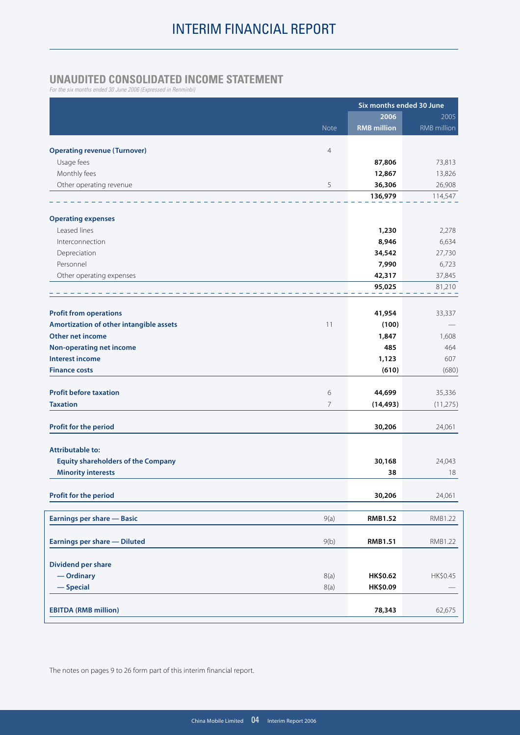# INTERIM FINANCIAL REPORT

## UNAUDITED CONSOLIDATED INCOME STATEMENT

*For the six months ended 30 June 2006 (Expressed in Renminbi)*

| | | Six months ended 30 June | |
|---|---|---|---|
| | | **2006** | 2005 |
| | Note | **RMB million** | RMB million |
| **Operating revenue (Turnover)** | 4 | | |
| Usage fees | | **87,806** | 73,813 |
| Monthly fees | | **12,867** | 13,826 |
| Other operating revenue | 5 | **36,306** | 26,908 |
| | | **136,979** | 114,547 |
| **Operating expenses** | | | |
| Leased lines | | **1,230** | 2,278 |
| Interconnection | | **8,946** | 6,634 |
| Depreciation | | **34,542** | 27,730 |
| Personnel | | **7,990** | 6,723 |
| Other operating expenses | | **42,317** | 37,845 |
| | | **95,025** | 81,210 |
| **Profit from operations** | | **41,954** | 33,337 |
| **Amortization of other intangible assets** | 11 | **(100)** | — |
| **Other net income** | | **1,847** | 1,608 |
| **Non-operating net income** | | **485** | 464 |
| **Interest income** | | **1,123** | 607 |
| **Finance costs** | | **(610)** | (680) |
| **Profit before taxation** | 6 | **44,699** | 35,336 |
| **Taxation** | 7 | **(14,493)** | (11,275) |
| **Profit for the period** | | **30,206** | 24,061 |
| **Attributable to:** | | | |
| **Equity shareholders of the Company** | | **30,168** | 24,043 |
| **Minority interests** | | **38** | 18 |
| **Profit for the period** | | **30,206** | 24,061 |
| **Earnings per share — Basic** | 9(a) | **RMB1.52** | RMB1.22 |
| **Earnings per share — Diluted** | 9(b) | **RMB1.51** | RMB1.22 |
| **Dividend per share** | | | |
| **— Ordinary** | 8(a) | **HK$0.62** | HK$0.45 |
| **— Special** | 8(a) | **HK$0.09** | — |
| **EBITDA (RMB million)** | | **78,343** | 62,675 |

The notes on pages 9 to 26 form part of this interim financial report.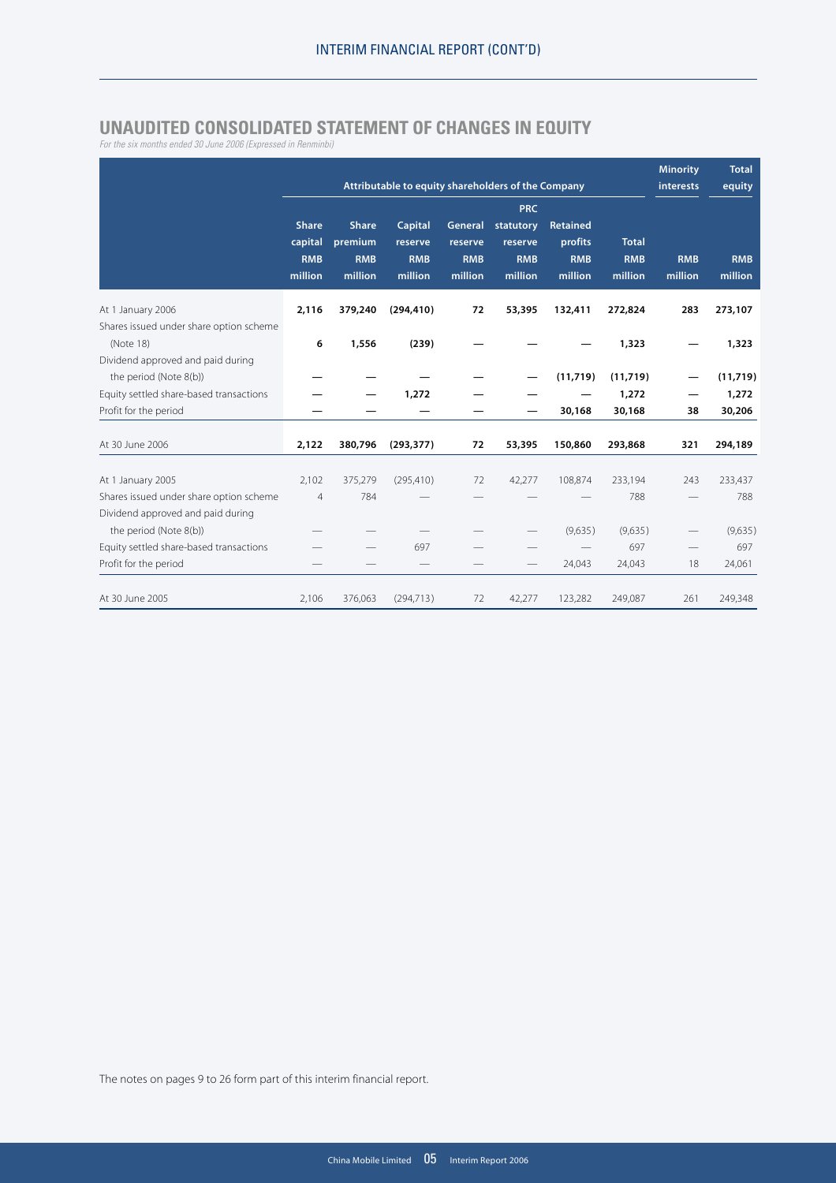## UNAUDITED CONSOLIDATED STATEMENT OF CHANGES IN EQUITY

*For the six months ended 30 June 2006 (Expressed in Renminbi)*

| | Attributable to equity shareholders of the Company | | | | | | | Minority interests | Total equity |
|---|---|---|---|---|---|---|---|---|---|
| | Share capital RMB million | Share premium RMB million | Capital reserve RMB million | General reserve RMB million | PRC statutory reserve RMB million | Retained profits RMB million | Total RMB million | RMB million | RMB million |
| At 1 January 2006 | **2,116** | **379,240** | **(294,410)** | **72** | **53,395** | **132,411** | **272,824** | **283** | **273,107** |
| Shares issued under share option scheme (Note 18) | **6** | **1,556** | **(239)** | **—** | **—** | **—** | **1,323** | **—** | **1,323** |
| Dividend approved and paid during the period (Note 8(b)) | **—** | **—** | **—** | **—** | **—** | **(11,719)** | **(11,719)** | **—** | **(11,719)** |
| Equity settled share-based transactions | **—** | **—** | **1,272** | **—** | **—** | **—** | **1,272** | **—** | **1,272** |
| Profit for the period | **—** | **—** | **—** | **—** | **—** | **30,168** | **30,168** | **38** | **30,206** |
| At 30 June 2006 | **2,122** | **380,796** | **(293,377)** | **72** | **53,395** | **150,860** | **293,868** | **321** | **294,189** |
| At 1 January 2005 | 2,102 | 375,279 | (295,410) | 72 | 42,277 | 108,874 | 233,194 | 243 | 233,437 |
| Shares issued under share option scheme | 4 | 784 | — | — | — | — | 788 | — | 788 |
| Dividend approved and paid during the period (Note 8(b)) | — | — | — | — | — | (9,635) | (9,635) | — | (9,635) |
| Equity settled share-based transactions | — | — | 697 | — | — | — | 697 | — | 697 |
| Profit for the period | — | — | — | — | — | 24,043 | 24,043 | 18 | 24,061 |
| At 30 June 2005 | 2,106 | 376,063 | (294,713) | 72 | 42,277 | 123,282 | 249,087 | 261 | 249,348 |

The notes on pages 9 to 26 form part of this interim financial report.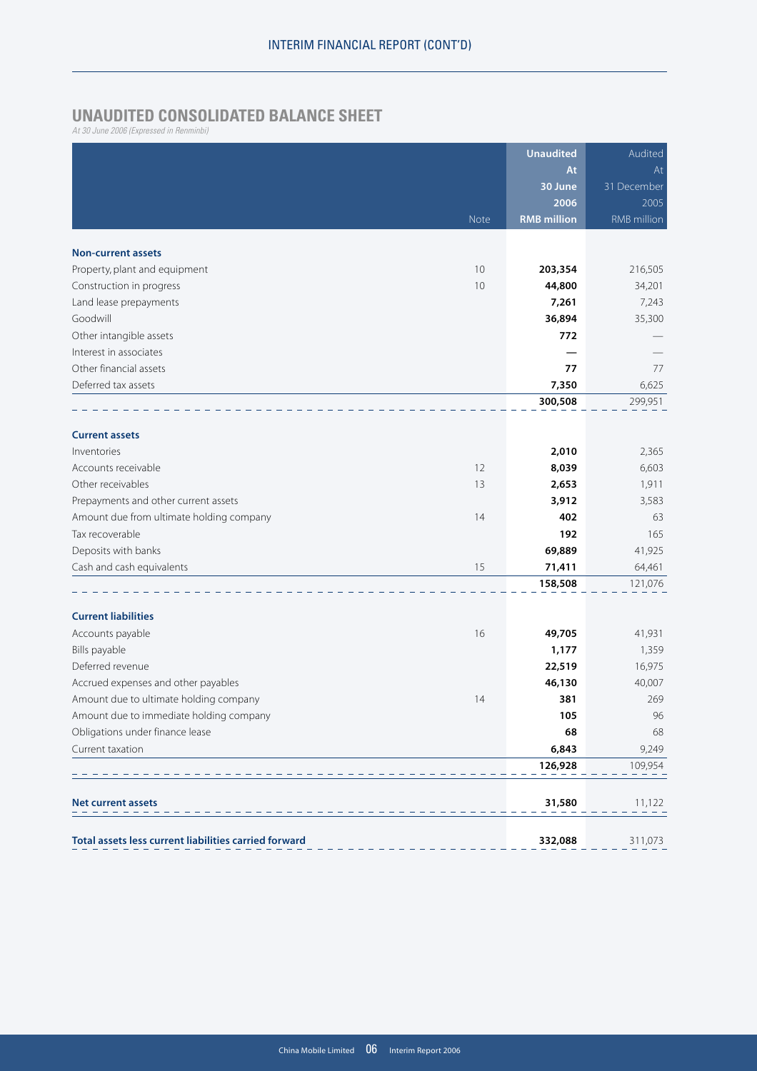## UNAUDITED CONSOLIDATED BALANCE SHEET

*At 30 June 2006 (Expressed in Renminbi)*

| | Note | Unaudited At 30 June 2006 RMB million | Audited At 31 December 2005 RMB million |
|---|---|---|---|
| **Non-current assets** | | | |
| Property, plant and equipment | 10 | **203,354** | 216,505 |
| Construction in progress | 10 | **44,800** | 34,201 |
| Land lease prepayments | | **7,261** | 7,243 |
| Goodwill | | **36,894** | 35,300 |
| Other intangible assets | | **772** | — |
| Interest in associates | | **—** | — |
| Other financial assets | | **77** | 77 |
| Deferred tax assets | | **7,350** | 6,625 |
| | | **300,508** | 299,951 |
| **Current assets** | | | |
| Inventories | | **2,010** | 2,365 |
| Accounts receivable | 12 | **8,039** | 6,603 |
| Other receivables | 13 | **2,653** | 1,911 |
| Prepayments and other current assets | | **3,912** | 3,583 |
| Amount due from ultimate holding company | 14 | **402** | 63 |
| Tax recoverable | | **192** | 165 |
| Deposits with banks | | **69,889** | 41,925 |
| Cash and cash equivalents | 15 | **71,411** | 64,461 |
| | | **158,508** | 121,076 |
| **Current liabilities** | | | |
| Accounts payable | 16 | **49,705** | 41,931 |
| Bills payable | | **1,177** | 1,359 |
| Deferred revenue | | **22,519** | 16,975 |
| Accrued expenses and other payables | | **46,130** | 40,007 |
| Amount due to ultimate holding company | 14 | **381** | 269 |
| Amount due to immediate holding company | | **105** | 96 |
| Obligations under finance lease | | **68** | 68 |
| Current taxation | | **6,843** | 9,249 |
| | | **126,928** | 109,954 |
| **Net current assets** | | **31,580** | 11,122 |
| **Total assets less current liabilities carried forward** | | **332,088** | 311,073 |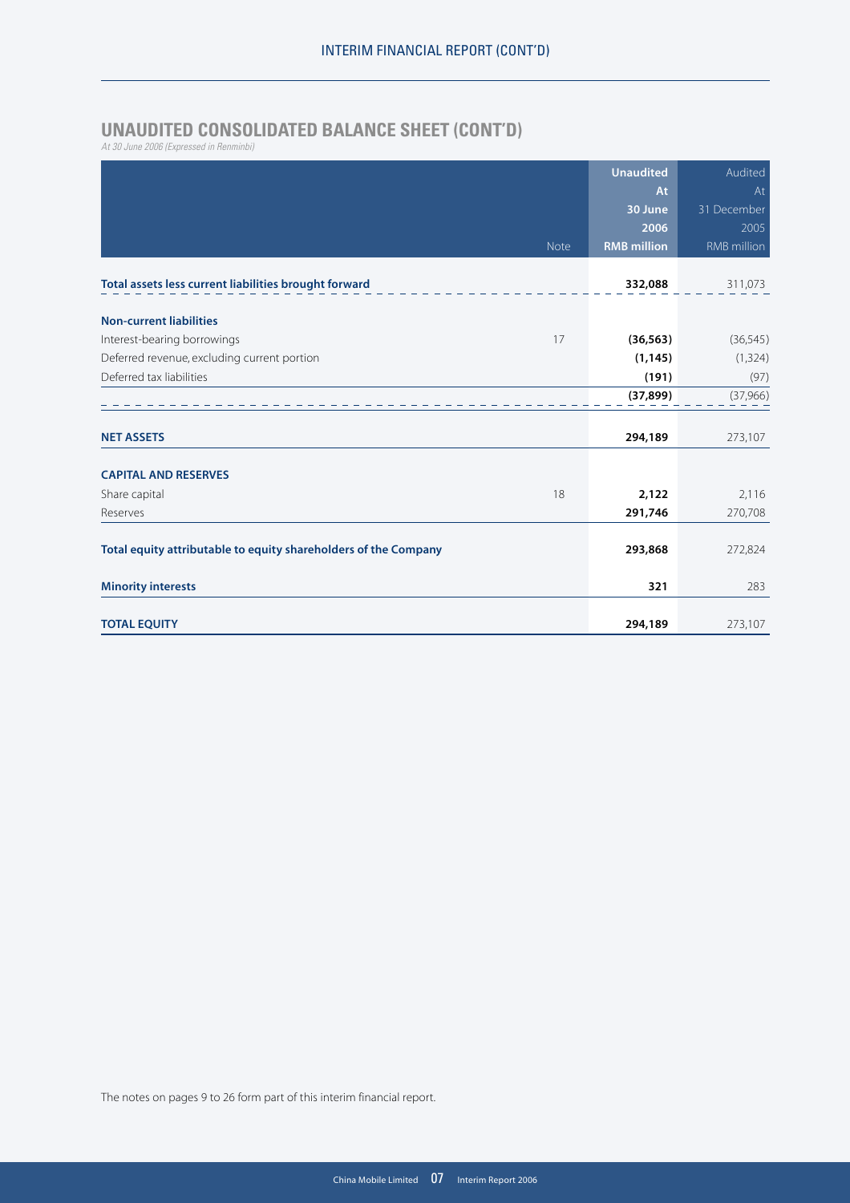## UNAUDITED CONSOLIDATED BALANCE SHEET (CONT'D)

*At 30 June 2006 (Expressed in Renminbi)*

| | Note | Unaudited At 30 June 2006 RMB million | Audited At 31 December 2005 RMB million |
|---|---|---|---|
| **Total assets less current liabilities brought forward** | | **332,088** | 311,073 |
| **Non-current liabilities** | | | |
| Interest-bearing borrowings | 17 | **(36,563)** | (36,545) |
| Deferred revenue, excluding current portion | | **(1,145)** | (1,324) |
| Deferred tax liabilities | | **(191)** | (97) |
| | | **(37,899)** | (37,966) |
| **NET ASSETS** | | **294,189** | 273,107 |
| **CAPITAL AND RESERVES** | | | |
| Share capital | 18 | **2,122** | 2,116 |
| Reserves | | **291,746** | 270,708 |
| **Total equity attributable to equity shareholders of the Company** | | **293,868** | 272,824 |
| **Minority interests** | | **321** | 283 |
| **TOTAL EQUITY** | | **294,189** | 273,107 |

The notes on pages 9 to 26 form part of this interim financial report.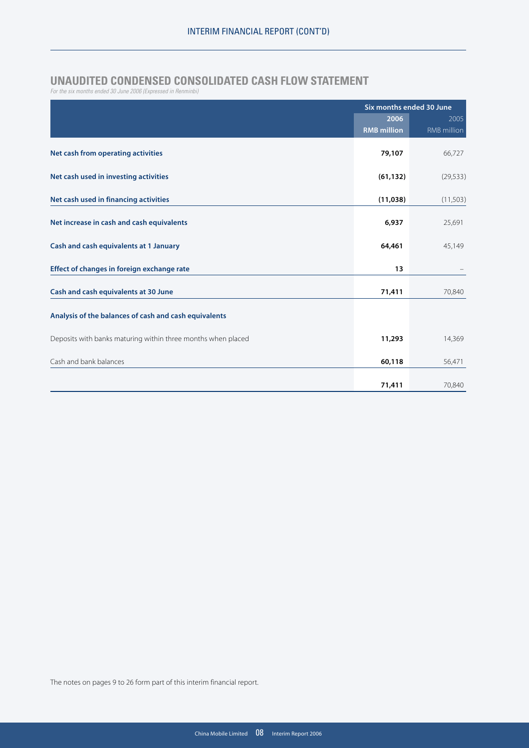## UNAUDITED CONDENSED CONSOLIDATED CASH FLOW STATEMENT

*For the six months ended 30 June 2006 (Expressed in Renminbi)*

| | Six months ended 30 June | |
|---|---|---|
| | **2006** | 2005 |
| | **RMB million** | RMB million |
| **Net cash from operating activities** | **79,107** | 66,727 |
| **Net cash used in investing activities** | **(61,132)** | (29,533) |
| **Net cash used in financing activities** | **(11,038)** | (11,503) |
| **Net increase in cash and cash equivalents** | **6,937** | 25,691 |
| **Cash and cash equivalents at 1 January** | **64,461** | 45,149 |
| **Effect of changes in foreign exchange rate** | **13** | – |
| **Cash and cash equivalents at 30 June** | **71,411** | 70,840 |
| **Analysis of the balances of cash and cash equivalents** | | |
| Deposits with banks maturing within three months when placed | **11,293** | 14,369 |
| Cash and bank balances | **60,118** | 56,471 |
| | **71,411** | 70,840 |

The notes on pages 9 to 26 form part of this interim financial report.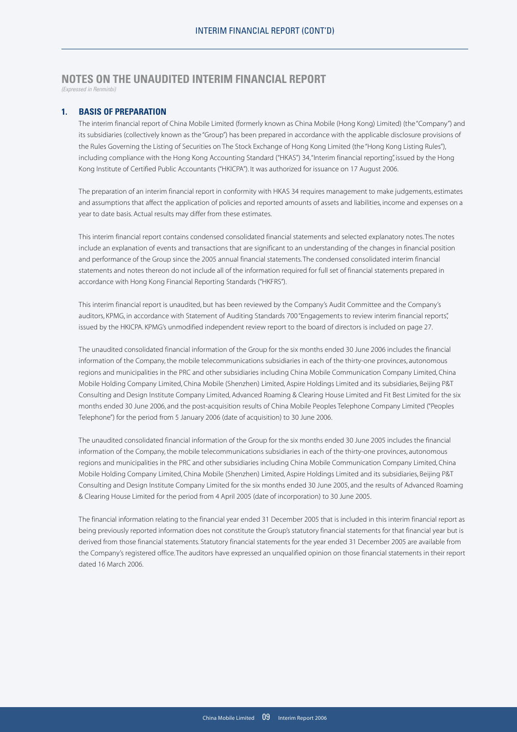## NOTES ON THE UNAUDITED INTERIM FINANCIAL REPORT

*(Expressed in Renminbi)*

### 1. BASIS OF PREPARATION

The interim financial report of China Mobile Limited (formerly known as China Mobile (Hong Kong) Limited) (the "Company") and its subsidiaries (collectively known as the "Group") has been prepared in accordance with the applicable disclosure provisions of the Rules Governing the Listing of Securities on The Stock Exchange of Hong Kong Limited (the "Hong Kong Listing Rules"), including compliance with the Hong Kong Accounting Standard ("HKAS") 34, "Interim financial reporting", issued by the Hong Kong Institute of Certified Public Accountants ("HKICPA"). It was authorized for issuance on 17 August 2006.

The preparation of an interim financial report in conformity with HKAS 34 requires management to make judgements, estimates and assumptions that affect the application of policies and reported amounts of assets and liabilities, income and expenses on a year to date basis. Actual results may differ from these estimates.

This interim financial report contains condensed consolidated financial statements and selected explanatory notes. The notes include an explanation of events and transactions that are significant to an understanding of the changes in financial position and performance of the Group since the 2005 annual financial statements. The condensed consolidated interim financial statements and notes thereon do not include all of the information required for full set of financial statements prepared in accordance with Hong Kong Financial Reporting Standards ("HKFRS").

This interim financial report is unaudited, but has been reviewed by the Company's Audit Committee and the Company's auditors, KPMG, in accordance with Statement of Auditing Standards 700 "Engagements to review interim financial reports", issued by the HKICPA. KPMG's unmodified independent review report to the board of directors is included on page 27.

The unaudited consolidated financial information of the Group for the six months ended 30 June 2006 includes the financial information of the Company, the mobile telecommunications subsidiaries in each of the thirty-one provinces, autonomous regions and municipalities in the PRC and other subsidiaries including China Mobile Communication Company Limited, China Mobile Holding Company Limited, China Mobile (Shenzhen) Limited, Aspire Holdings Limited and its subsidiaries, Beijing P&T Consulting and Design Institute Company Limited, Advanced Roaming & Clearing House Limited and Fit Best Limited for the six months ended 30 June 2006, and the post-acquisition results of China Mobile Peoples Telephone Company Limited ("Peoples Telephone") for the period from 5 January 2006 (date of acquisition) to 30 June 2006.

The unaudited consolidated financial information of the Group for the six months ended 30 June 2005 includes the financial information of the Company, the mobile telecommunications subsidiaries in each of the thirty-one provinces, autonomous regions and municipalities in the PRC and other subsidiaries including China Mobile Communication Company Limited, China Mobile Holding Company Limited, China Mobile (Shenzhen) Limited, Aspire Holdings Limited and its subsidiaries, Beijing P&T Consulting and Design Institute Company Limited for the six months ended 30 June 2005, and the results of Advanced Roaming & Clearing House Limited for the period from 4 April 2005 (date of incorporation) to 30 June 2005.

The financial information relating to the financial year ended 31 December 2005 that is included in this interim financial report as being previously reported information does not constitute the Group's statutory financial statements for that financial year but is derived from those financial statements. Statutory financial statements for the year ended 31 December 2005 are available from the Company's registered office. The auditors have expressed an unqualified opinion on those financial statements in their report dated 16 March 2006.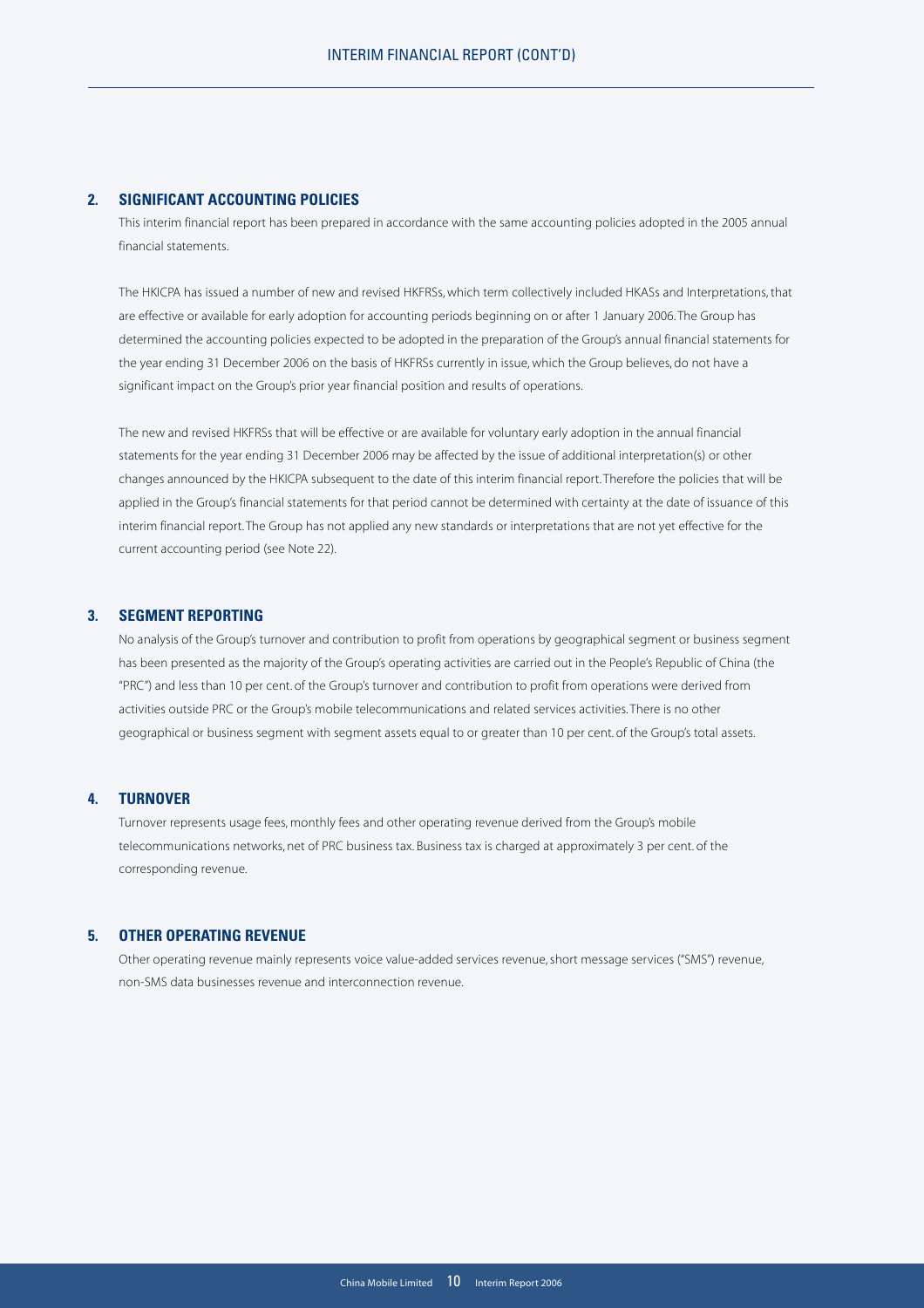## 2. SIGNIFICANT ACCOUNTING POLICIES

This interim financial report has been prepared in accordance with the same accounting policies adopted in the 2005 annual financial statements.

The HKICPA has issued a number of new and revised HKFRSs, which term collectively included HKASs and Interpretations, that are effective or available for early adoption for accounting periods beginning on or after 1 January 2006. The Group has determined the accounting policies expected to be adopted in the preparation of the Group's annual financial statements for the year ending 31 December 2006 on the basis of HKFRSs currently in issue, which the Group believes, do not have a significant impact on the Group's prior year financial position and results of operations.

The new and revised HKFRSs that will be effective or are available for voluntary early adoption in the annual financial statements for the year ending 31 December 2006 may be affected by the issue of additional interpretation(s) or other changes announced by the HKICPA subsequent to the date of this interim financial report. Therefore the policies that will be applied in the Group's financial statements for that period cannot be determined with certainty at the date of issuance of this interim financial report. The Group has not applied any new standards or interpretations that are not yet effective for the current accounting period (see Note 22).

## 3. SEGMENT REPORTING

No analysis of the Group's turnover and contribution to profit from operations by geographical segment or business segment has been presented as the majority of the Group's operating activities are carried out in the People's Republic of China (the "PRC") and less than 10 per cent. of the Group's turnover and contribution to profit from operations were derived from activities outside PRC or the Group's mobile telecommunications and related services activities. There is no other geographical or business segment with segment assets equal to or greater than 10 per cent. of the Group's total assets.

## 4. TURNOVER

Turnover represents usage fees, monthly fees and other operating revenue derived from the Group's mobile telecommunications networks, net of PRC business tax. Business tax is charged at approximately 3 per cent. of the corresponding revenue.

## 5. OTHER OPERATING REVENUE

Other operating revenue mainly represents voice value-added services revenue, short message services ("SMS") revenue, non-SMS data businesses revenue and interconnection revenue.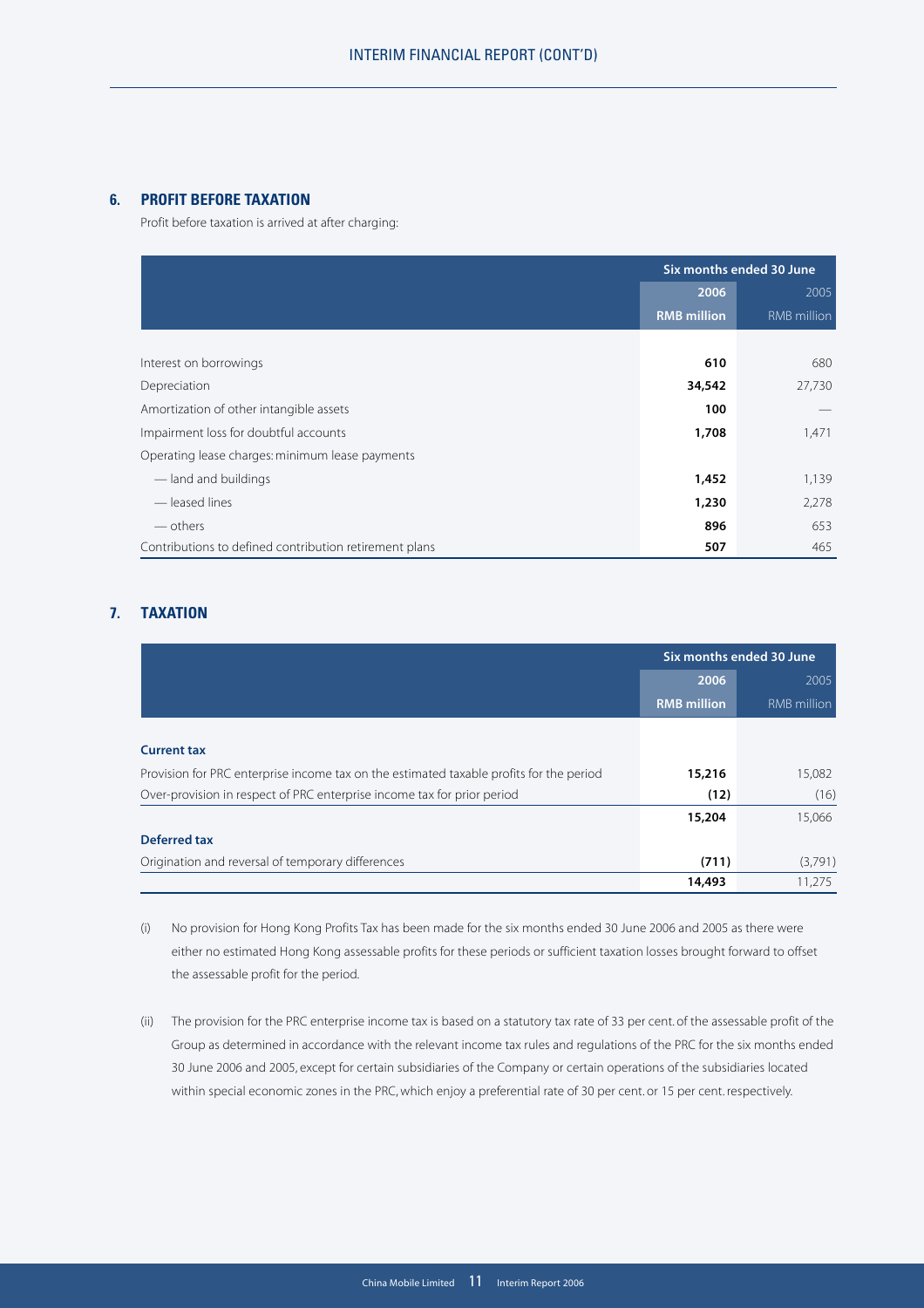## 6. PROFIT BEFORE TAXATION

Profit before taxation is arrived at after charging:

| | Six months ended 30 June | |
|---|---|---|
| | **2006** | 2005 |
| | **RMB million** | RMB million |
| Interest on borrowings | **610** | 680 |
| Depreciation | **34,542** | 27,730 |
| Amortization of other intangible assets | **100** | — |
| Impairment loss for doubtful accounts | **1,708** | 1,471 |
| Operating lease charges: minimum lease payments | | |
| — land and buildings | **1,452** | 1,139 |
| — leased lines | **1,230** | 2,278 |
| — others | **896** | 653 |
| Contributions to defined contribution retirement plans | **507** | 465 |

## 7. TAXATION

| | Six months ended 30 June | |
|---|---|---|
| | **2006** | 2005 |
| | **RMB million** | RMB million |
| **Current tax** | | |
| Provision for PRC enterprise income tax on the estimated taxable profits for the period | **15,216** | 15,082 |
| Over-provision in respect of PRC enterprise income tax for prior period | **(12)** | (16) |
| | **15,204** | 15,066 |
| **Deferred tax** | | |
| Origination and reversal of temporary differences | **(711)** | (3,791) |
| | **14,493** | 11,275 |

(i) No provision for Hong Kong Profits Tax has been made for the six months ended 30 June 2006 and 2005 as there were either no estimated Hong Kong assessable profits for these periods or sufficient taxation losses brought forward to offset the assessable profit for the period.

(ii) The provision for the PRC enterprise income tax is based on a statutory tax rate of 33 per cent. of the assessable profit of the Group as determined in accordance with the relevant income tax rules and regulations of the PRC for the six months ended 30 June 2006 and 2005, except for certain subsidiaries of the Company or certain operations of the subsidiaries located within special economic zones in the PRC, which enjoy a preferential rate of 30 per cent. or 15 per cent. respectively.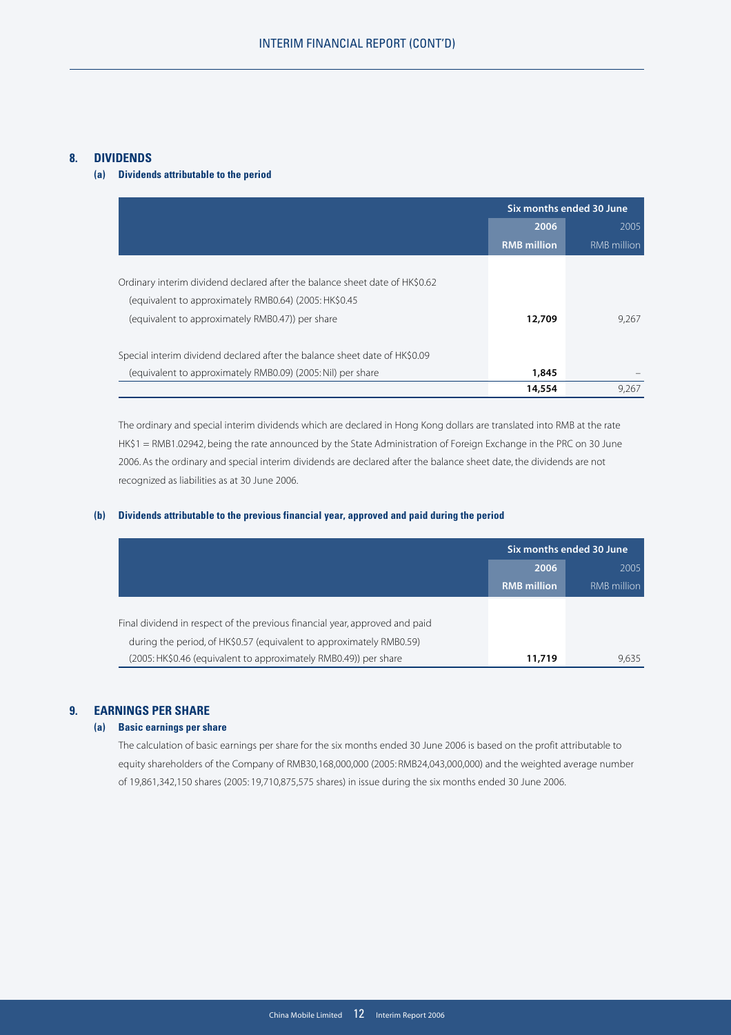## 8. DIVIDENDS

### (a) Dividends attributable to the period

| | Six months ended 30 June | |
|---|---|---|
| | 2006 | 2005 |
| | RMB million | RMB million |
| Ordinary interim dividend declared after the balance sheet date of HK$0.62 (equivalent to approximately RMB0.64) (2005: HK$0.45 (equivalent to approximately RMB0.47)) per share | 12,709 | 9,267 |
| Special interim dividend declared after the balance sheet date of HK$0.09 (equivalent to approximately RMB0.09) (2005: Nil) per share | 1,845 | – |
| | 14,554 | 9,267 |

The ordinary and special interim dividends which are declared in Hong Kong dollars are translated into RMB at the rate HK$1 = RMB1.02942, being the rate announced by the State Administration of Foreign Exchange in the PRC on 30 June 2006. As the ordinary and special interim dividends are declared after the balance sheet date, the dividends are not recognized as liabilities as at 30 June 2006.

### (b) Dividends attributable to the previous financial year, approved and paid during the period

| | Six months ended 30 June | |
|---|---|---|
| | 2006 | 2005 |
| | RMB million | RMB million |
| Final dividend in respect of the previous financial year, approved and paid during the period, of HK$0.57 (equivalent to approximately RMB0.59) (2005: HK$0.46 (equivalent to approximately RMB0.49)) per share | 11,719 | 9,635 |

## 9. EARNINGS PER SHARE

### (a) Basic earnings per share

The calculation of basic earnings per share for the six months ended 30 June 2006 is based on the profit attributable to equity shareholders of the Company of RMB30,168,000,000 (2005: RMB24,043,000,000) and the weighted average number of 19,861,342,150 shares (2005: 19,710,875,575 shares) in issue during the six months ended 30 June 2006.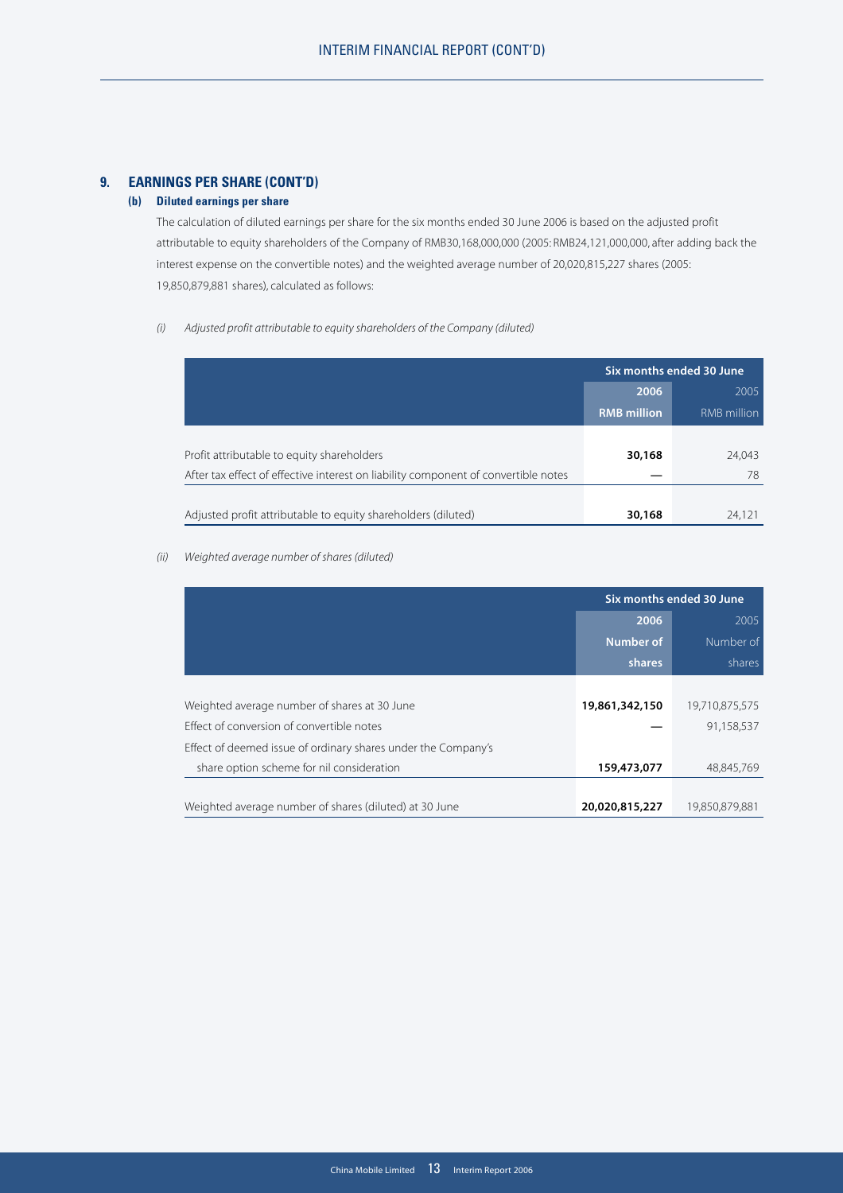## 9. EARNINGS PER SHARE (CONT'D)

### (b) Diluted earnings per share

The calculation of diluted earnings per share for the six months ended 30 June 2006 is based on the adjusted profit attributable to equity shareholders of the Company of RMB30,168,000,000 (2005: RMB24,121,000,000, after adding back the interest expense on the convertible notes) and the weighted average number of 20,020,815,227 shares (2005: 19,850,879,881 shares), calculated as follows:

*(i) Adjusted profit attributable to equity shareholders of the Company (diluted)*

| | Six months ended 30 June | |
|---|---|---|
| | **2006** | 2005 |
| | **RMB million** | RMB million |
| Profit attributable to equity shareholders | **30,168** | 24,043 |
| After tax effect of effective interest on liability component of convertible notes | **—** | 78 |
| Adjusted profit attributable to equity shareholders (diluted) | **30,168** | 24,121 |

*(ii) Weighted average number of shares (diluted)*

| | Six months ended 30 June | |
|---|---|---|
| | **2006** | 2005 |
| | **Number of shares** | Number of shares |
| Weighted average number of shares at 30 June | **19,861,342,150** | 19,710,875,575 |
| Effect of conversion of convertible notes | **—** | 91,158,537 |
| Effect of deemed issue of ordinary shares under the Company's share option scheme for nil consideration | **159,473,077** | 48,845,769 |
| Weighted average number of shares (diluted) at 30 June | **20,020,815,227** | 19,850,879,881 |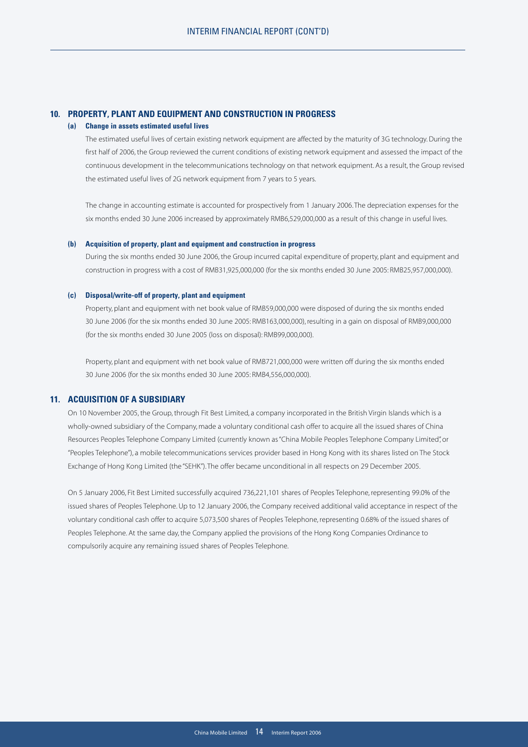## 10. PROPERTY, PLANT AND EQUIPMENT AND CONSTRUCTION IN PROGRESS

### (a) Change in assets estimated useful lives

The estimated useful lives of certain existing network equipment are affected by the maturity of 3G technology. During the first half of 2006, the Group reviewed the current conditions of existing network equipment and assessed the impact of the continuous development in the telecommunications technology on that network equipment. As a result, the Group revised the estimated useful lives of 2G network equipment from 7 years to 5 years.

The change in accounting estimate is accounted for prospectively from 1 January 2006. The depreciation expenses for the six months ended 30 June 2006 increased by approximately RMB6,529,000,000 as a result of this change in useful lives.

### (b) Acquisition of property, plant and equipment and construction in progress

During the six months ended 30 June 2006, the Group incurred capital expenditure of property, plant and equipment and construction in progress with a cost of RMB31,925,000,000 (for the six months ended 30 June 2005: RMB25,957,000,000).

### (c) Disposal/write-off of property, plant and equipment

Property, plant and equipment with net book value of RMB59,000,000 were disposed of during the six months ended 30 June 2006 (for the six months ended 30 June 2005: RMB163,000,000), resulting in a gain on disposal of RMB9,000,000 (for the six months ended 30 June 2005 (loss on disposal): RMB99,000,000).

Property, plant and equipment with net book value of RMB721,000,000 were written off during the six months ended 30 June 2006 (for the six months ended 30 June 2005: RMB4,556,000,000).

## 11. ACQUISITION OF A SUBSIDIARY

On 10 November 2005, the Group, through Fit Best Limited, a company incorporated in the British Virgin Islands which is a wholly-owned subsidiary of the Company, made a voluntary conditional cash offer to acquire all the issued shares of China Resources Peoples Telephone Company Limited (currently known as "China Mobile Peoples Telephone Company Limited", or "Peoples Telephone"), a mobile telecommunications services provider based in Hong Kong with its shares listed on The Stock Exchange of Hong Kong Limited (the "SEHK"). The offer became unconditional in all respects on 29 December 2005.

On 5 January 2006, Fit Best Limited successfully acquired 736,221,101 shares of Peoples Telephone, representing 99.0% of the issued shares of Peoples Telephone. Up to 12 January 2006, the Company received additional valid acceptance in respect of the voluntary conditional cash offer to acquire 5,073,500 shares of Peoples Telephone, representing 0.68% of the issued shares of Peoples Telephone. At the same day, the Company applied the provisions of the Hong Kong Companies Ordinance to compulsorily acquire any remaining issued shares of Peoples Telephone.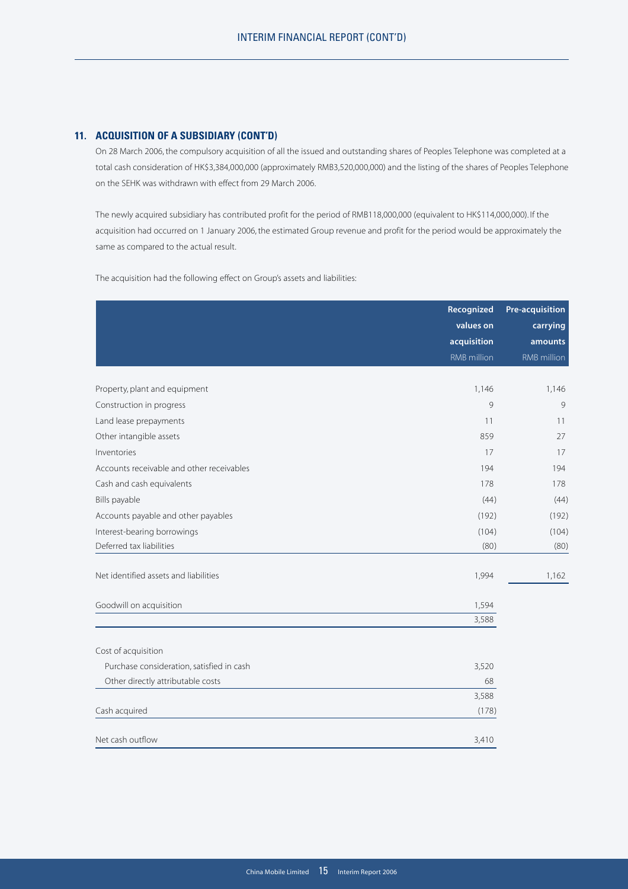## 11. ACQUISITION OF A SUBSIDIARY (CONT'D)

On 28 March 2006, the compulsory acquisition of all the issued and outstanding shares of Peoples Telephone was completed at a total cash consideration of HK$3,384,000,000 (approximately RMB3,520,000,000) and the listing of the shares of Peoples Telephone on the SEHK was withdrawn with effect from 29 March 2006.

The newly acquired subsidiary has contributed profit for the period of RMB118,000,000 (equivalent to HK$114,000,000). If the acquisition had occurred on 1 January 2006, the estimated Group revenue and profit for the period would be approximately the same as compared to the actual result.

The acquisition had the following effect on Group's assets and liabilities:

| | Recognized values on acquisition RMB million | Pre-acquisition carrying amounts RMB million |
|---|---|---|
| Property, plant and equipment | 1,146 | 1,146 |
| Construction in progress | 9 | 9 |
| Land lease prepayments | 11 | 11 |
| Other intangible assets | 859 | 27 |
| Inventories | 17 | 17 |
| Accounts receivable and other receivables | 194 | 194 |
| Cash and cash equivalents | 178 | 178 |
| Bills payable | (44) | (44) |
| Accounts payable and other payables | (192) | (192) |
| Interest-bearing borrowings | (104) | (104) |
| Deferred tax liabilities | (80) | (80) |
| Net identified assets and liabilities | 1,994 | 1,162 |
| Goodwill on acquisition | 1,594 | |
| | 3,588 | |
| Cost of acquisition | | |
| Purchase consideration, satisfied in cash | 3,520 | |
| Other directly attributable costs | 68 | |
| | 3,588 | |
| Cash acquired | (178) | |
| Net cash outflow | 3,410 | |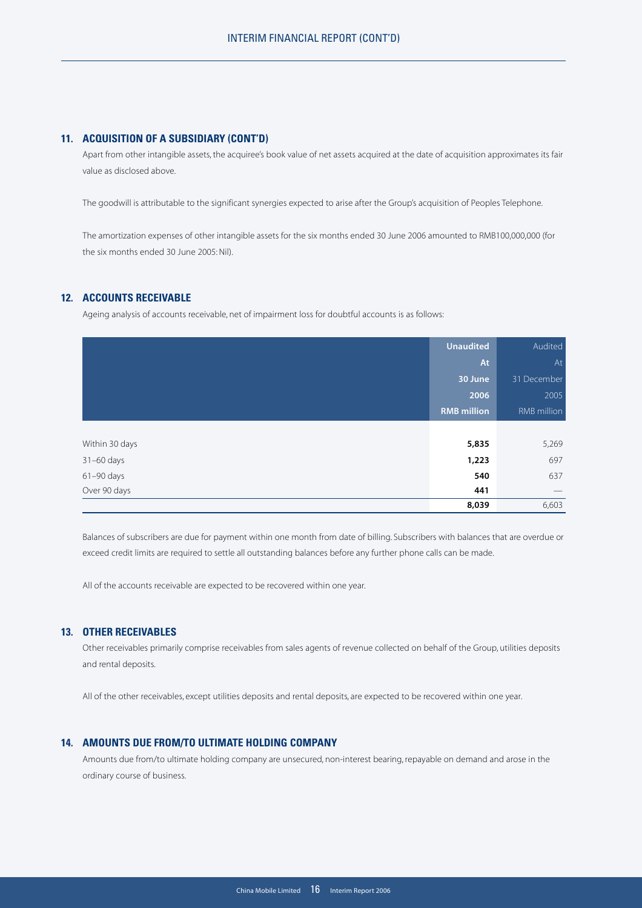## 11. ACQUISITION OF A SUBSIDIARY (CONT'D)

Apart from other intangible assets, the acquiree's book value of net assets acquired at the date of acquisition approximates its fair value as disclosed above.

The goodwill is attributable to the significant synergies expected to arise after the Group's acquisition of Peoples Telephone.

The amortization expenses of other intangible assets for the six months ended 30 June 2006 amounted to RMB100,000,000 (for the six months ended 30 June 2005: Nil).

## 12. ACCOUNTS RECEIVABLE

Ageing analysis of accounts receivable, net of impairment loss for doubtful accounts is as follows:

| | **Unaudited At 30 June 2006 RMB million** | Audited At 31 December 2005 RMB million |
|---|---|---|
| Within 30 days | **5,835** | 5,269 |
| 31–60 days | **1,223** | 697 |
| 61–90 days | **540** | 637 |
| Over 90 days | **441** | — |
| | **8,039** | 6,603 |

Balances of subscribers are due for payment within one month from date of billing. Subscribers with balances that are overdue or exceed credit limits are required to settle all outstanding balances before any further phone calls can be made.

All of the accounts receivable are expected to be recovered within one year.

## 13. OTHER RECEIVABLES

Other receivables primarily comprise receivables from sales agents of revenue collected on behalf of the Group, utilities deposits and rental deposits.

All of the other receivables, except utilities deposits and rental deposits, are expected to be recovered within one year.

## 14. AMOUNTS DUE FROM/TO ULTIMATE HOLDING COMPANY

Amounts due from/to ultimate holding company are unsecured, non-interest bearing, repayable on demand and arose in the ordinary course of business.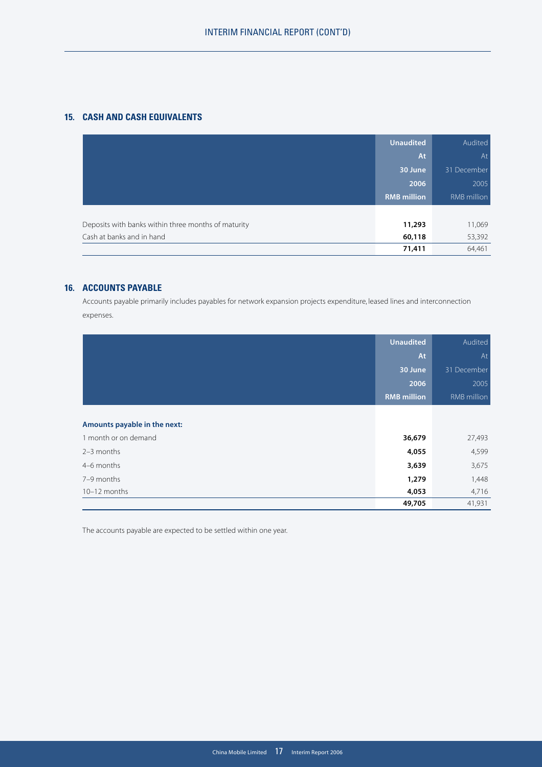## 15. CASH AND CASH EQUIVALENTS

| | Unaudited At 30 June 2006 RMB million | Audited At 31 December 2005 RMB million |
|---|---|---|
| Deposits with banks within three months of maturity | **11,293** | 11,069 |
| Cash at banks and in hand | **60,118** | 53,392 |
| | **71,411** | 64,461 |

## 16. ACCOUNTS PAYABLE

Accounts payable primarily includes payables for network expansion projects expenditure, leased lines and interconnection expenses.

| | Unaudited At 30 June 2006 RMB million | Audited At 31 December 2005 RMB million |
|---|---|---|
| **Amounts payable in the next:** | | |
| 1 month or on demand | **36,679** | 27,493 |
| 2–3 months | **4,055** | 4,599 |
| 4–6 months | **3,639** | 3,675 |
| 7–9 months | **1,279** | 1,448 |
| 10–12 months | **4,053** | 4,716 |
| | **49,705** | 41,931 |

The accounts payable are expected to be settled within one year.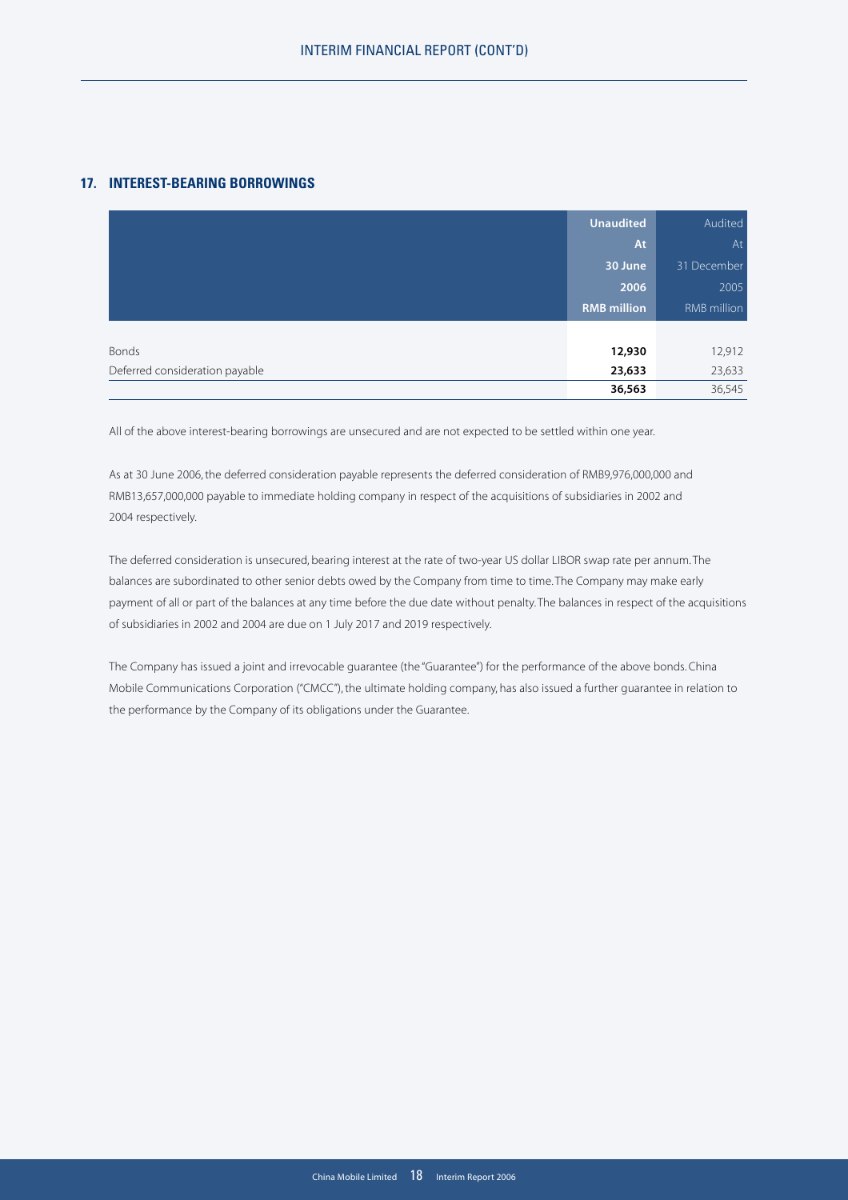## 17. INTEREST-BEARING BORROWINGS

| | Unaudited At 30 June 2006 RMB million | Audited At 31 December 2005 RMB million |
|---|---|---|
| Bonds | **12,930** | 12,912 |
| Deferred consideration payable | **23,633** | 23,633 |
| | **36,563** | 36,545 |

All of the above interest-bearing borrowings are unsecured and are not expected to be settled within one year.

As at 30 June 2006, the deferred consideration payable represents the deferred consideration of RMB9,976,000,000 and RMB13,657,000,000 payable to immediate holding company in respect of the acquisitions of subsidiaries in 2002 and 2004 respectively.

The deferred consideration is unsecured, bearing interest at the rate of two-year US dollar LIBOR swap rate per annum. The balances are subordinated to other senior debts owed by the Company from time to time. The Company may make early payment of all or part of the balances at any time before the due date without penalty. The balances in respect of the acquisitions of subsidiaries in 2002 and 2004 are due on 1 July 2017 and 2019 respectively.

The Company has issued a joint and irrevocable guarantee (the "Guarantee") for the performance of the above bonds. China Mobile Communications Corporation ("CMCC"), the ultimate holding company, has also issued a further guarantee in relation to the performance by the Company of its obligations under the Guarantee.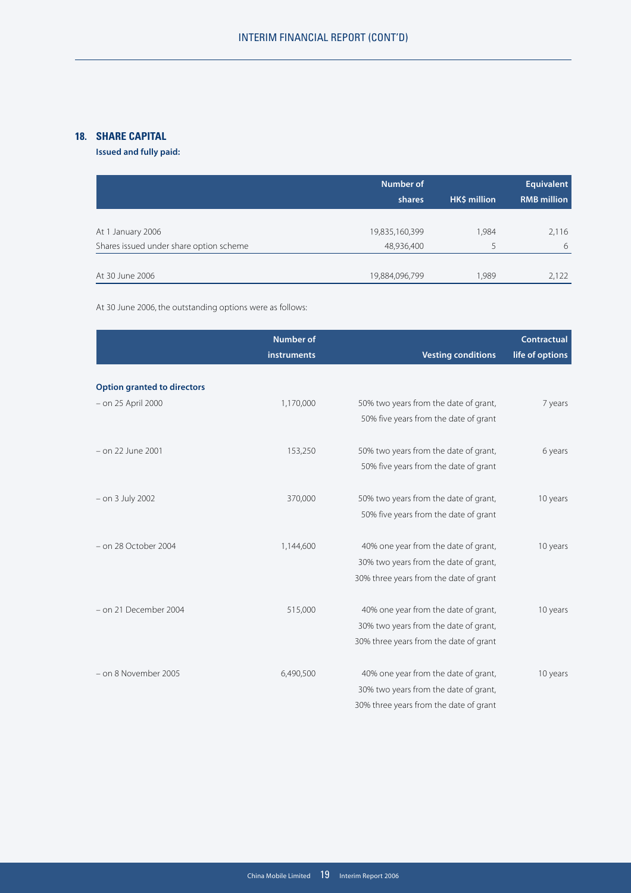## 18. SHARE CAPITAL

**Issued and fully paid:**

| | Number of shares | HK$ million | Equivalent RMB million |
|---|---|---|---|
| At 1 January 2006 | 19,835,160,399 | 1,984 | 2,116 |
| Shares issued under share option scheme | 48,936,400 | 5 | 6 |
| At 30 June 2006 | 19,884,096,799 | 1,989 | 2,122 |

At 30 June 2006, the outstanding options were as follows:

| | Number of instruments | Vesting conditions | Contractual life of options |
|---|---|---|---|
| **Option granted to directors** | | | |
| – on 25 April 2000 | 1,170,000 | 50% two years from the date of grant, 50% five years from the date of grant | 7 years |
| – on 22 June 2001 | 153,250 | 50% two years from the date of grant, 50% five years from the date of grant | 6 years |
| – on 3 July 2002 | 370,000 | 50% two years from the date of grant, 50% five years from the date of grant | 10 years |
| – on 28 October 2004 | 1,144,600 | 40% one year from the date of grant, 30% two years from the date of grant, 30% three years from the date of grant | 10 years |
| – on 21 December 2004 | 515,000 | 40% one year from the date of grant, 30% two years from the date of grant, 30% three years from the date of grant | 10 years |
| – on 8 November 2005 | 6,490,500 | 40% one year from the date of grant, 30% two years from the date of grant, 30% three years from the date of grant | 10 years |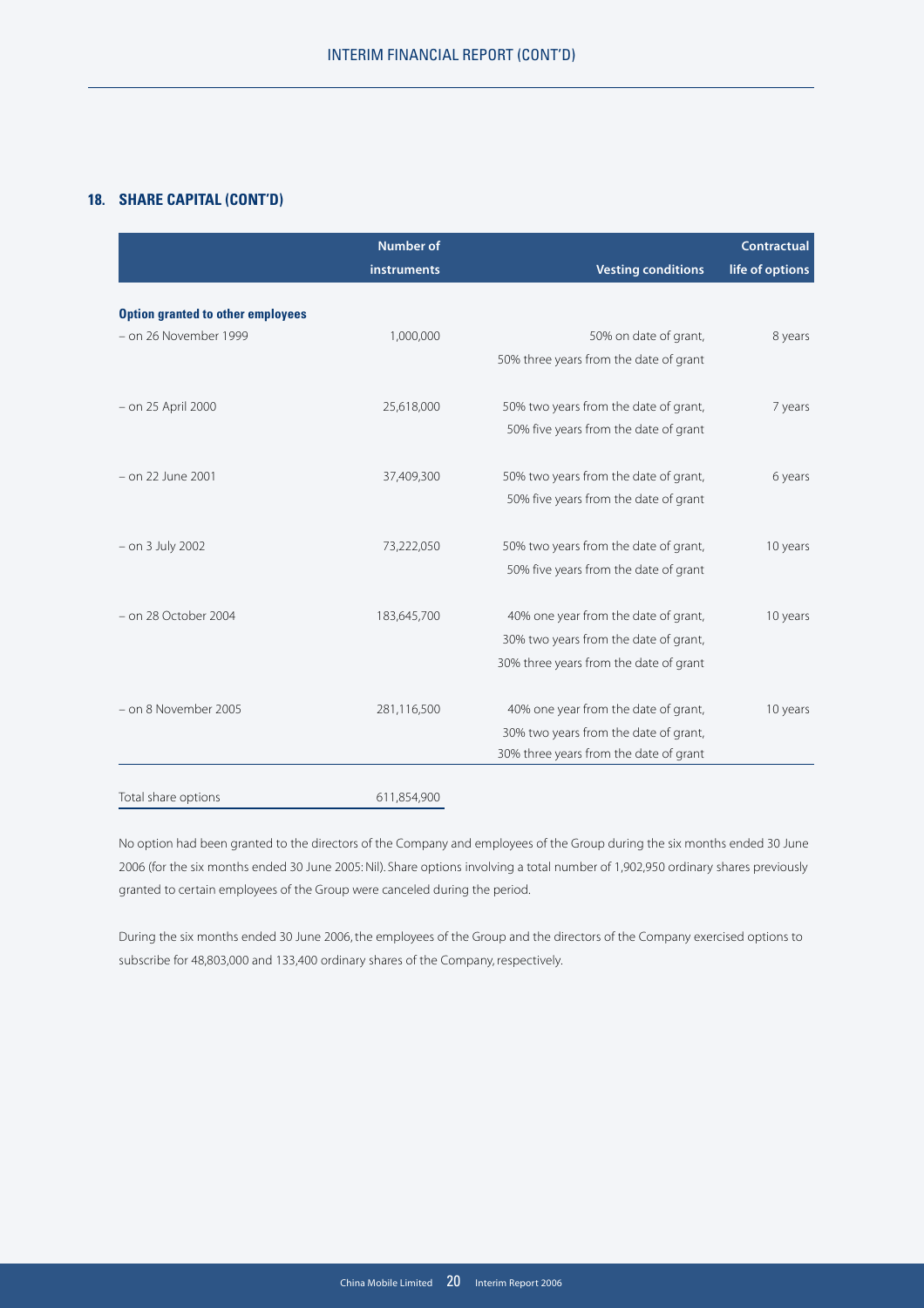## 18. SHARE CAPITAL (CONT'D)

| | Number of instruments | Vesting conditions | Contractual life of options |
|---|---|---|---|
| **Option granted to other employees** | | | |
| – on 26 November 1999 | 1,000,000 | 50% on date of grant, 50% three years from the date of grant | 8 years |
| – on 25 April 2000 | 25,618,000 | 50% two years from the date of grant, 50% five years from the date of grant | 7 years |
| – on 22 June 2001 | 37,409,300 | 50% two years from the date of grant, 50% five years from the date of grant | 6 years |
| – on 3 July 2002 | 73,222,050 | 50% two years from the date of grant, 50% five years from the date of grant | 10 years |
| – on 28 October 2004 | 183,645,700 | 40% one year from the date of grant, 30% two years from the date of grant, 30% three years from the date of grant | 10 years |
| – on 8 November 2005 | 281,116,500 | 40% one year from the date of grant, 30% two years from the date of grant, 30% three years from the date of grant | 10 years |
| Total share options | 611,854,900 | | |

No option had been granted to the directors of the Company and employees of the Group during the six months ended 30 June 2006 (for the six months ended 30 June 2005: Nil). Share options involving a total number of 1,902,950 ordinary shares previously granted to certain employees of the Group were canceled during the period.

During the six months ended 30 June 2006, the employees of the Group and the directors of the Company exercised options to subscribe for 48,803,000 and 133,400 ordinary shares of the Company, respectively.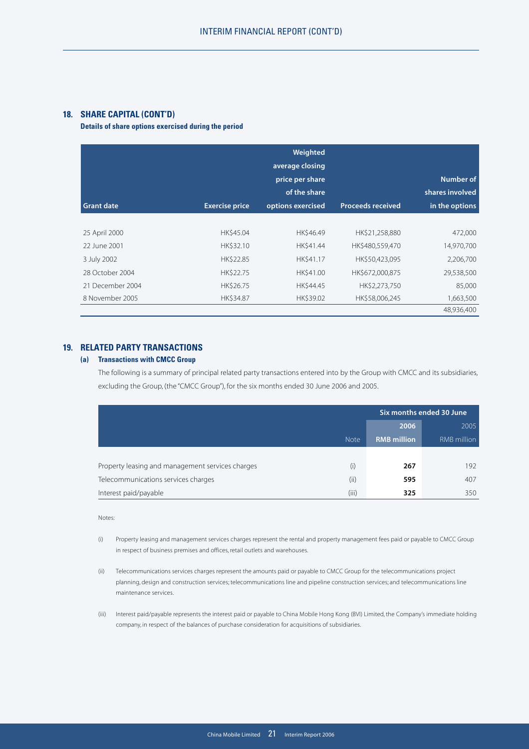## 18. SHARE CAPITAL (CONT'D)

**Details of share options exercised during the period**

| Grant date | Exercise price | Weighted average closing price per share of the share options exercised | Proceeds received | Number of shares involved in the options |
|---|---|---|---|---|
| 25 April 2000 | HK$45.04 | HK$46.49 | HK$21,258,880 | 472,000 |
| 22 June 2001 | HK$32.10 | HK$41.44 | HK$480,559,470 | 14,970,700 |
| 3 July 2002 | HK$22.85 | HK$41.17 | HK$50,423,095 | 2,206,700 |
| 28 October 2004 | HK$22.75 | HK$41.00 | HK$672,000,875 | 29,538,500 |
| 21 December 2004 | HK$26.75 | HK$44.45 | HK$2,273,750 | 85,000 |
| 8 November 2005 | HK$34.87 | HK$39.02 | HK$58,006,245 | 1,663,500 |
| | | | | 48,936,400 |

## 19. RELATED PARTY TRANSACTIONS

### (a) Transactions with CMCC Group

The following is a summary of principal related party transactions entered into by the Group with CMCC and its subsidiaries, excluding the Group, (the "CMCC Group"), for the six months ended 30 June 2006 and 2005.

| | | Six months ended 30 June | |
|---|---|---|---|
| | | **2006** | 2005 |
| | Note | **RMB million** | RMB million |
| Property leasing and management services charges | (i) | **267** | 192 |
| Telecommunications services charges | (ii) | **595** | 407 |
| Interest paid/payable | (iii) | **325** | 350 |

Notes:

(i) Property leasing and management services charges represent the rental and property management fees paid or payable to CMCC Group in respect of business premises and offices, retail outlets and warehouses.

(ii) Telecommunications services charges represent the amounts paid or payable to CMCC Group for the telecommunications project planning, design and construction services; telecommunications line and pipeline construction services; and telecommunications line maintenance services.

(iii) Interest paid/payable represents the interest paid or payable to China Mobile Hong Kong (BVI) Limited, the Company's immediate holding company, in respect of the balances of purchase consideration for acquisitions of subsidiaries.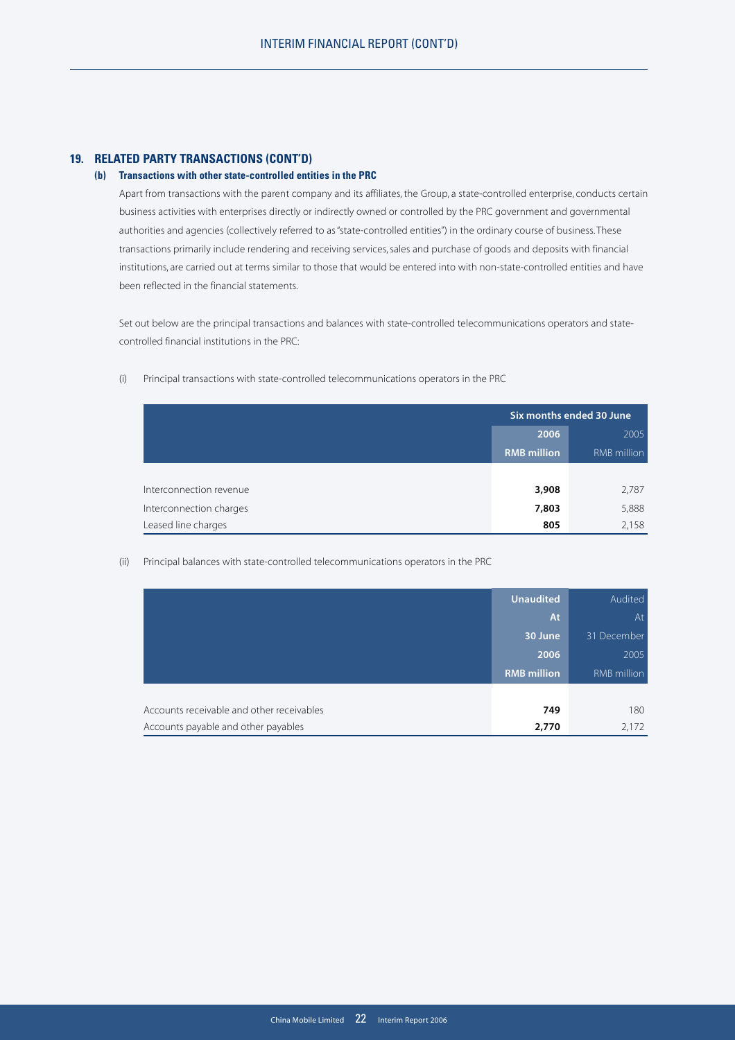## 19. RELATED PARTY TRANSACTIONS (CONT'D)

### (b) Transactions with other state-controlled entities in the PRC

Apart from transactions with the parent company and its affiliates, the Group, a state-controlled enterprise, conducts certain business activities with enterprises directly or indirectly owned or controlled by the PRC government and governmental authorities and agencies (collectively referred to as "state-controlled entities") in the ordinary course of business. These transactions primarily include rendering and receiving services, sales and purchase of goods and deposits with financial institutions, are carried out at terms similar to those that would be entered into with non-state-controlled entities and have been reflected in the financial statements.

Set out below are the principal transactions and balances with state-controlled telecommunications operators and state-controlled financial institutions in the PRC:

(i) Principal transactions with state-controlled telecommunications operators in the PRC

| | Six months ended 30 June | |
|---|---|---|
| | **2006** | 2005 |
| | **RMB million** | RMB million |
| Interconnection revenue | **3,908** | 2,787 |
| Interconnection charges | **7,803** | 5,888 |
| Leased line charges | **805** | 2,158 |

(ii) Principal balances with state-controlled telecommunications operators in the PRC

| | **Unaudited** | Audited |
|---|---|---|
| | **At** | At |
| | **30 June** | 31 December |
| | **2006** | 2005 |
| | **RMB million** | RMB million |
| Accounts receivable and other receivables | **749** | 180 |
| Accounts payable and other payables | **2,770** | 2,172 |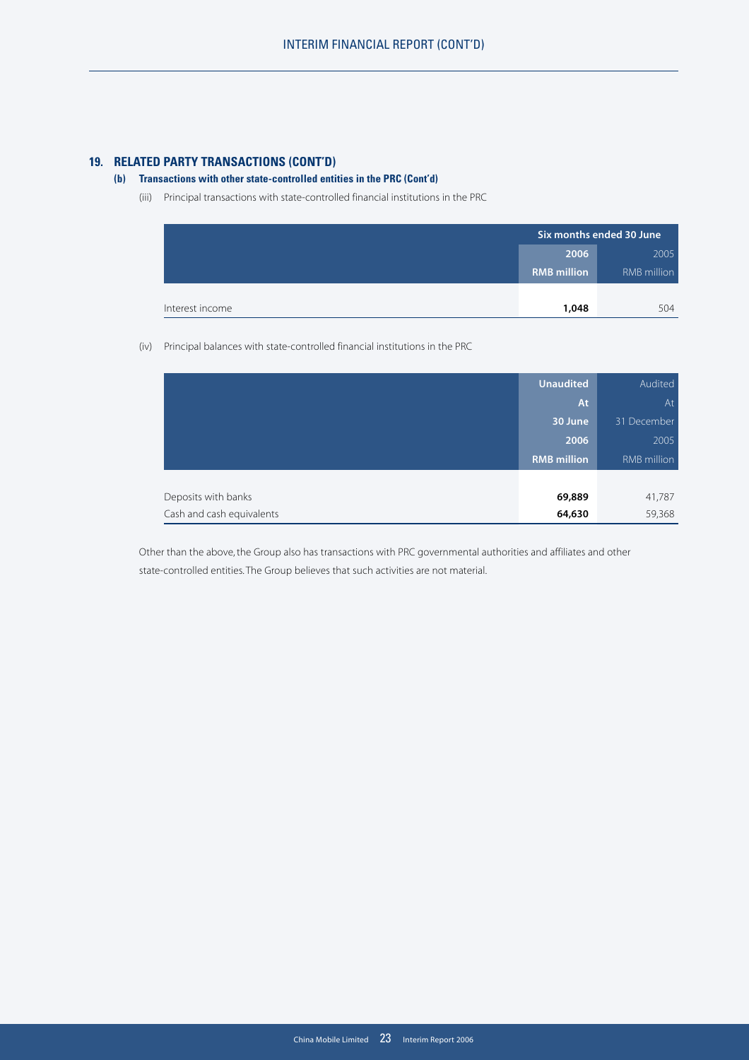## 19. RELATED PARTY TRANSACTIONS (CONT'D)

### (b) Transactions with other state-controlled entities in the PRC (Cont'd)

(iii) Principal transactions with state-controlled financial institutions in the PRC

| | Six months ended 30 June | |
|---|---|---|
| | **2006** | 2005 |
| | **RMB million** | RMB million |
| Interest income | **1,048** | 504 |

(iv) Principal balances with state-controlled financial institutions in the PRC

| | **Unaudited** | Audited |
|---|---|---|
| | **At** | At |
| | **30 June** | 31 December |
| | **2006** | 2005 |
| | **RMB million** | RMB million |
| Deposits with banks | **69,889** | 41,787 |
| Cash and cash equivalents | **64,630** | 59,368 |

Other than the above, the Group also has transactions with PRC governmental authorities and affiliates and other state-controlled entities. The Group believes that such activities are not material.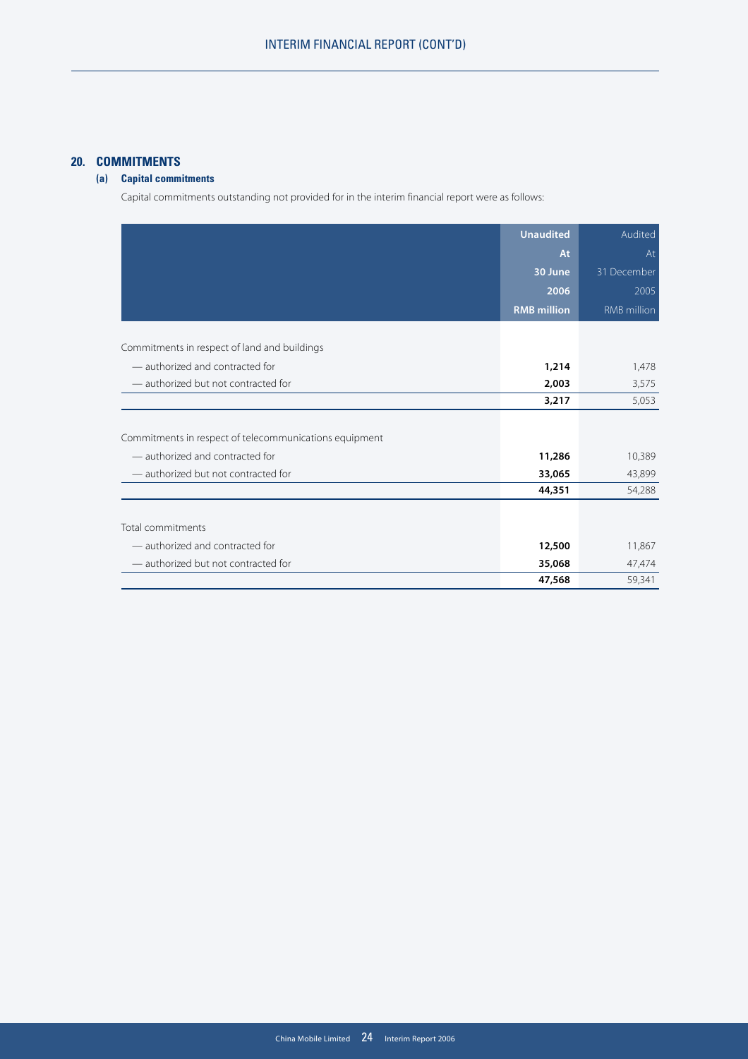## 20. COMMITMENTS

### (a) Capital commitments

Capital commitments outstanding not provided for in the interim financial report were as follows:

| | Unaudited At 30 June 2006 RMB million | Audited At 31 December 2005 RMB million |
|---|---|---|
| Commitments in respect of land and buildings | | |
| — authorized and contracted for | **1,214** | 1,478 |
| — authorized but not contracted for | **2,003** | 3,575 |
| | **3,217** | 5,053 |
| Commitments in respect of telecommunications equipment | | |
| — authorized and contracted for | **11,286** | 10,389 |
| — authorized but not contracted for | **33,065** | 43,899 |
| | **44,351** | 54,288 |
| Total commitments | | |
| — authorized and contracted for | **12,500** | 11,867 |
| — authorized but not contracted for | **35,068** | 47,474 |
| | **47,568** | 59,341 |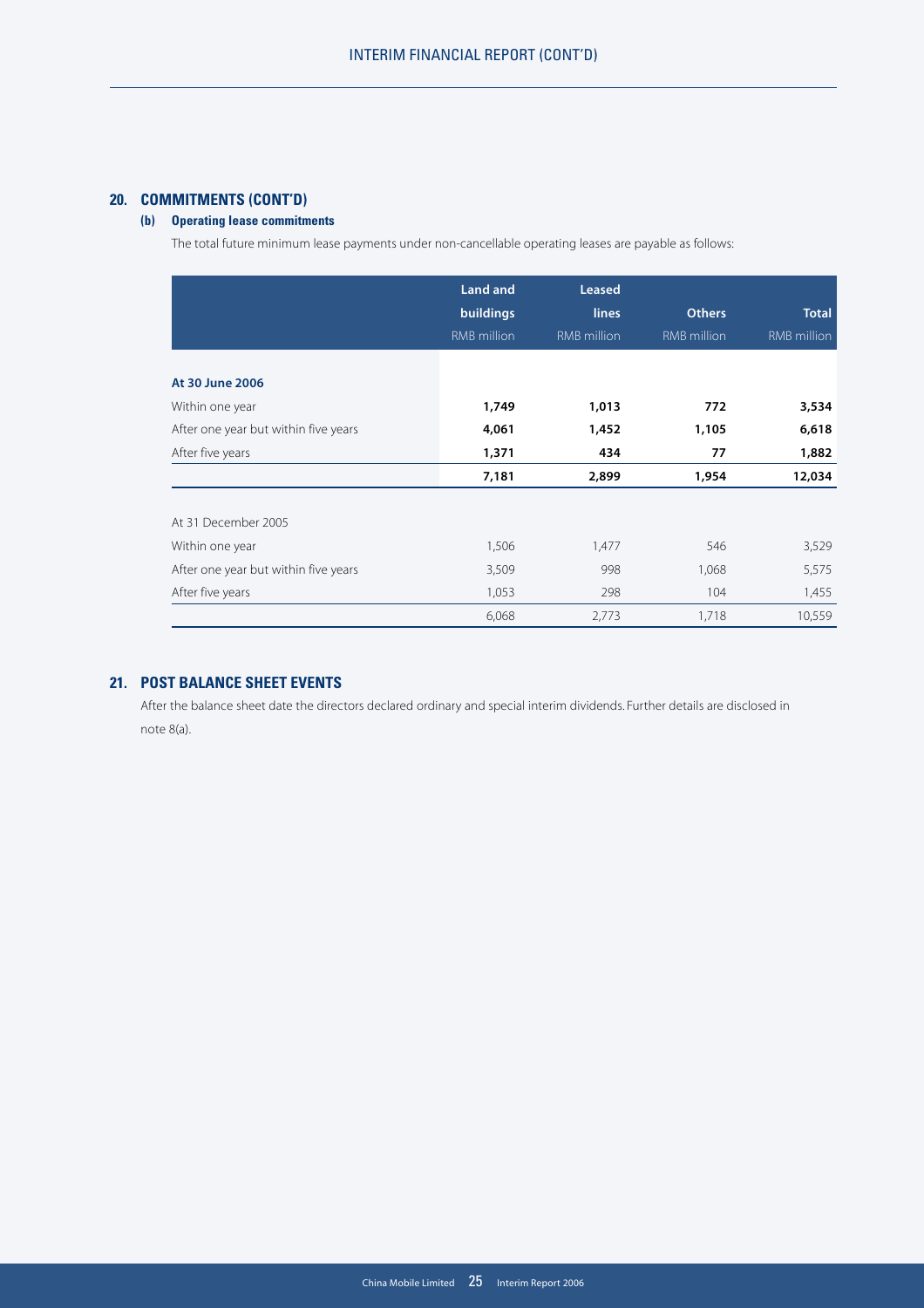## 20. COMMITMENTS (CONT'D)

### (b) Operating lease commitments

The total future minimum lease payments under non-cancellable operating leases are payable as follows:

| | Land and buildings | Leased lines | Others | Total |
|---|---|---|---|---|
| | RMB million | RMB million | RMB million | RMB million |
| **At 30 June 2006** | | | | |
| Within one year | **1,749** | **1,013** | **772** | **3,534** |
| After one year but within five years | **4,061** | **1,452** | **1,105** | **6,618** |
| After five years | **1,371** | **434** | **77** | **1,882** |
| | **7,181** | **2,899** | **1,954** | **12,034** |
| At 31 December 2005 | | | | |
| Within one year | 1,506 | 1,477 | 546 | 3,529 |
| After one year but within five years | 3,509 | 998 | 1,068 | 5,575 |
| After five years | 1,053 | 298 | 104 | 1,455 |
| | 6,068 | 2,773 | 1,718 | 10,559 |

## 21. POST BALANCE SHEET EVENTS

After the balance sheet date the directors declared ordinary and special interim dividends. Further details are disclosed in note 8(a).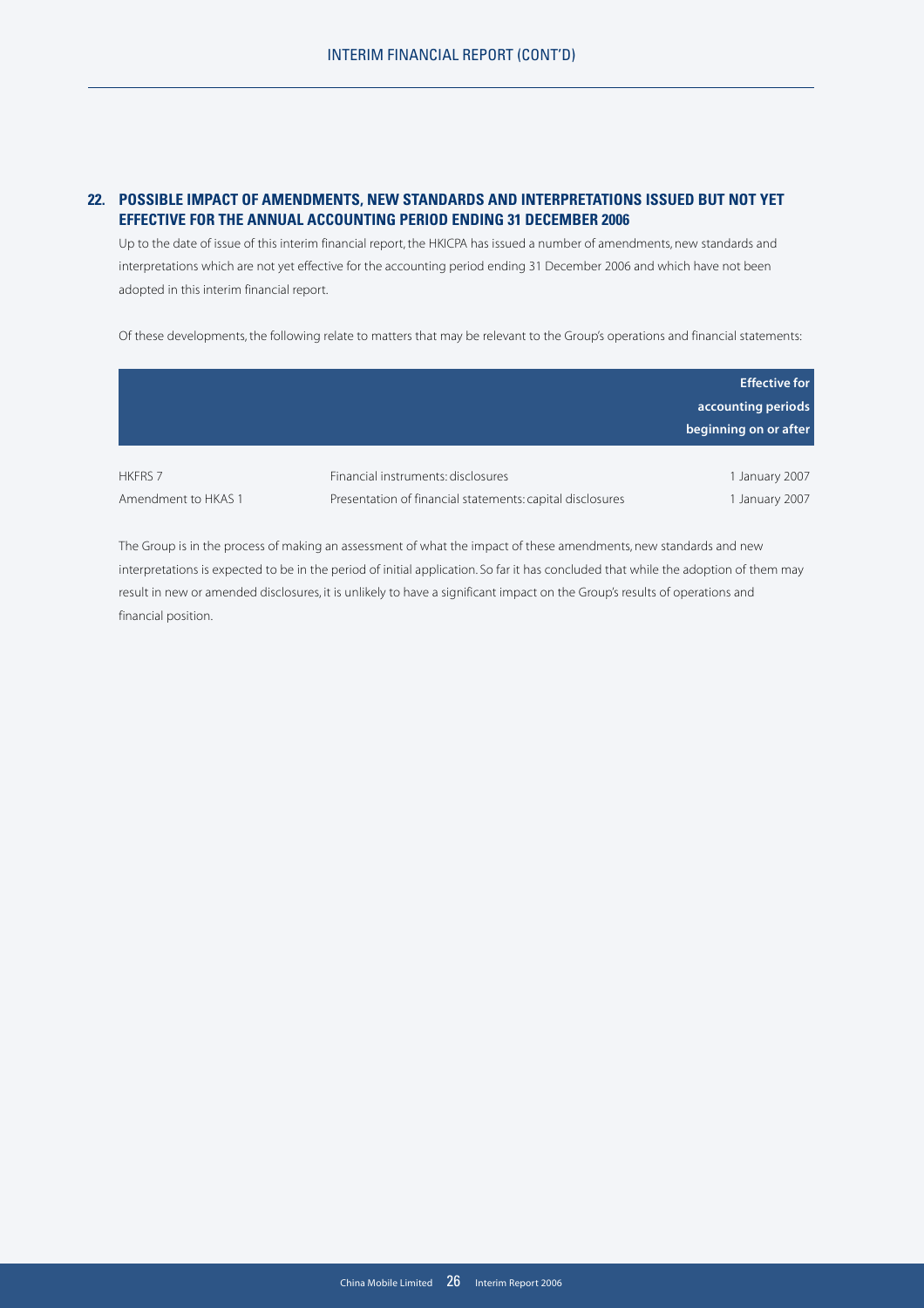## 22. POSSIBLE IMPACT OF AMENDMENTS, NEW STANDARDS AND INTERPRETATIONS ISSUED BUT NOT YET EFFECTIVE FOR THE ANNUAL ACCOUNTING PERIOD ENDING 31 DECEMBER 2006

Up to the date of issue of this interim financial report, the HKICPA has issued a number of amendments, new standards and interpretations which are not yet effective for the accounting period ending 31 December 2006 and which have not been adopted in this interim financial report.

Of these developments, the following relate to matters that may be relevant to the Group's operations and financial statements:

| | | **Effective for accounting periods beginning on or after** |
|---|---|---|
| HKFRS 7 | Financial instruments: disclosures | 1 January 2007 |
| Amendment to HKAS 1 | Presentation of financial statements: capital disclosures | 1 January 2007 |

The Group is in the process of making an assessment of what the impact of these amendments, new standards and new interpretations is expected to be in the period of initial application. So far it has concluded that while the adoption of them may result in new or amended disclosures, it is unlikely to have a significant impact on the Group's results of operations and financial position.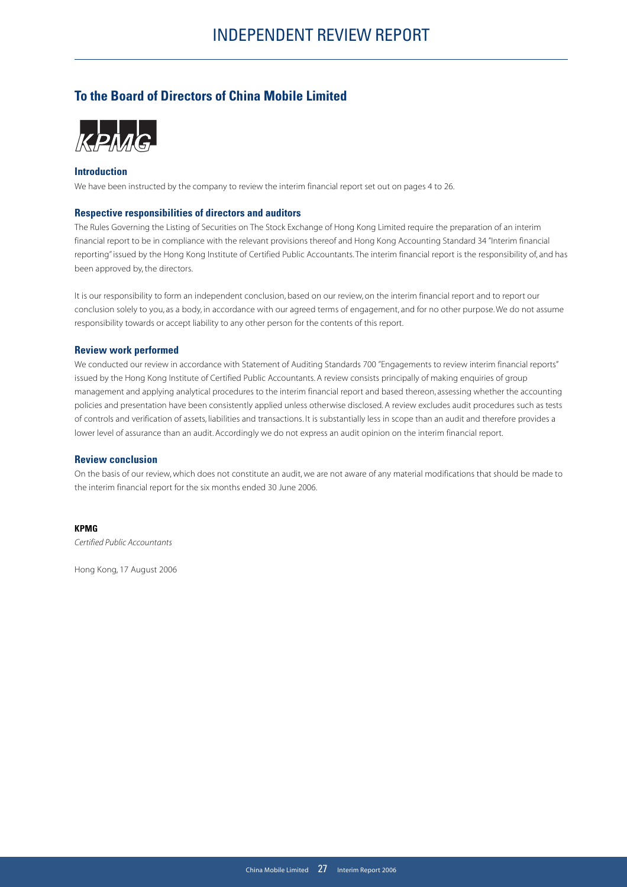# INDEPENDENT REVIEW REPORT

## To the Board of Directors of China Mobile Limited

KPMG

### Introduction

We have been instructed by the company to review the interim financial report set out on pages 4 to 26.

### Respective responsibilities of directors and auditors

The Rules Governing the Listing of Securities on The Stock Exchange of Hong Kong Limited require the preparation of an interim financial report to be in compliance with the relevant provisions thereof and Hong Kong Accounting Standard 34 "Interim financial reporting" issued by the Hong Kong Institute of Certified Public Accountants. The interim financial report is the responsibility of, and has been approved by, the directors.

It is our responsibility to form an independent conclusion, based on our review, on the interim financial report and to report our conclusion solely to you, as a body, in accordance with our agreed terms of engagement, and for no other purpose. We do not assume responsibility towards or accept liability to any other person for the contents of this report.

### Review work performed

We conducted our review in accordance with Statement of Auditing Standards 700 "Engagements to review interim financial reports" issued by the Hong Kong Institute of Certified Public Accountants. A review consists principally of making enquiries of group management and applying analytical procedures to the interim financial report and based thereon, assessing whether the accounting policies and presentation have been consistently applied unless otherwise disclosed. A review excludes audit procedures such as tests of controls and verification of assets, liabilities and transactions. It is substantially less in scope than an audit and therefore provides a lower level of assurance than an audit. Accordingly we do not express an audit opinion on the interim financial report.

### Review conclusion

On the basis of our review, which does not constitute an audit, we are not aware of any material modifications that should be made to the interim financial report for the six months ended 30 June 2006.

**KPMG**
*Certified Public Accountants*

Hong Kong, 17 August 2006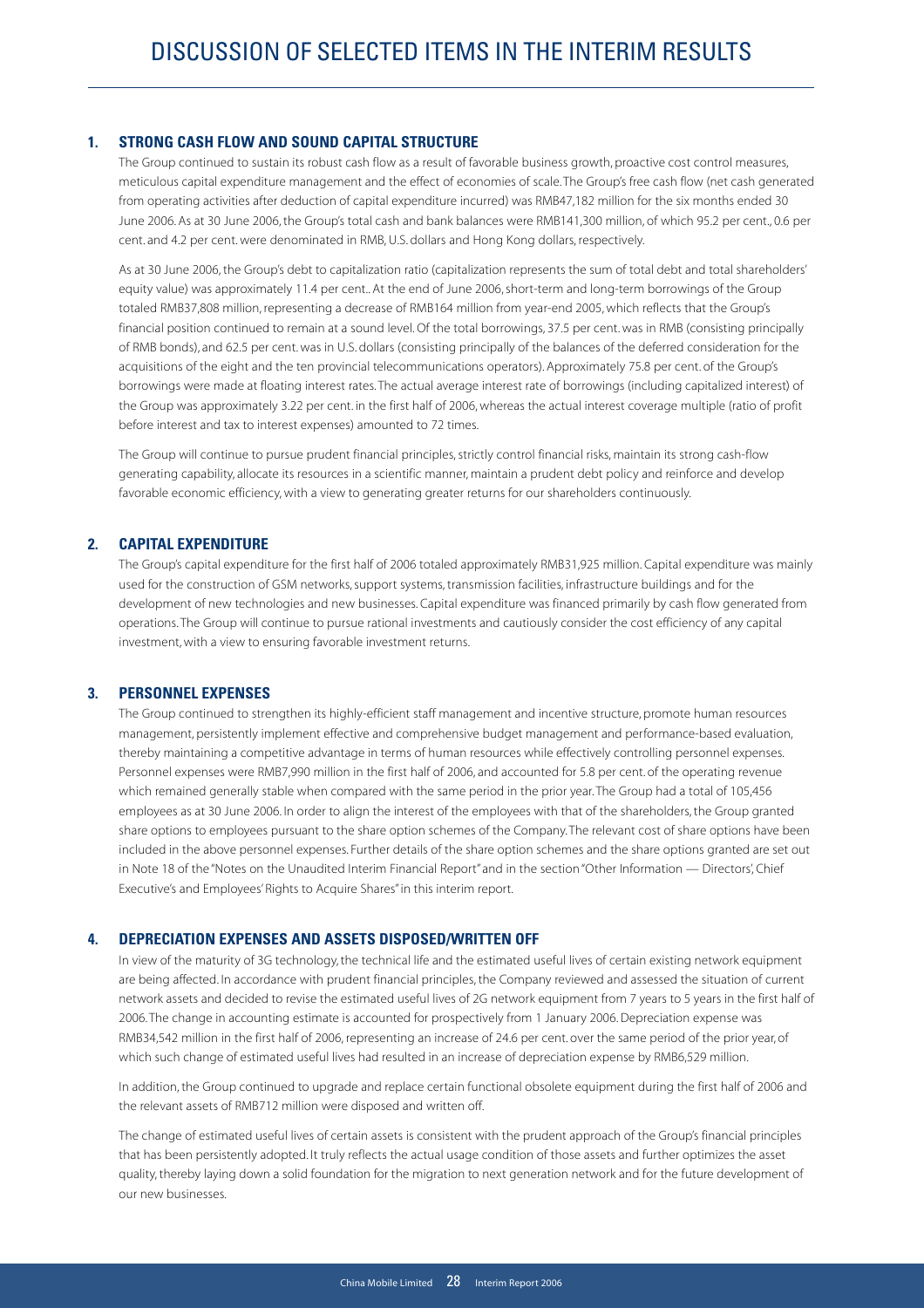# DISCUSSION OF SELECTED ITEMS IN THE INTERIM RESULTS

## 1. STRONG CASH FLOW AND SOUND CAPITAL STRUCTURE

The Group continued to sustain its robust cash flow as a result of favorable business growth, proactive cost control measures, meticulous capital expenditure management and the effect of economies of scale. The Group's free cash flow (net cash generated from operating activities after deduction of capital expenditure incurred) was RMB47,182 million for the six months ended 30 June 2006. As at 30 June 2006, the Group's total cash and bank balances were RMB141,300 million, of which 95.2 per cent., 0.6 per cent. and 4.2 per cent. were denominated in RMB, U.S. dollars and Hong Kong dollars, respectively.

As at 30 June 2006, the Group's debt to capitalization ratio (capitalization represents the sum of total debt and total shareholders' equity value) was approximately 11.4 per cent.. At the end of June 2006, short-term and long-term borrowings of the Group totaled RMB37,808 million, representing a decrease of RMB164 million from year-end 2005, which reflects that the Group's financial position continued to remain at a sound level. Of the total borrowings, 37.5 per cent. was in RMB (consisting principally of RMB bonds), and 62.5 per cent. was in U.S. dollars (consisting principally of the balances of the deferred consideration for the acquisitions of the eight and the ten provincial telecommunications operators). Approximately 75.8 per cent. of the Group's borrowings were made at floating interest rates. The actual average interest rate of borrowings (including capitalized interest) of the Group was approximately 3.22 per cent. in the first half of 2006, whereas the actual interest coverage multiple (ratio of profit before interest and tax to interest expenses) amounted to 72 times.

The Group will continue to pursue prudent financial principles, strictly control financial risks, maintain its strong cash-flow generating capability, allocate its resources in a scientific manner, maintain a prudent debt policy and reinforce and develop favorable economic efficiency, with a view to generating greater returns for our shareholders continuously.

## 2. CAPITAL EXPENDITURE

The Group's capital expenditure for the first half of 2006 totaled approximately RMB31,925 million. Capital expenditure was mainly used for the construction of GSM networks, support systems, transmission facilities, infrastructure buildings and for the development of new technologies and new businesses. Capital expenditure was financed primarily by cash flow generated from operations. The Group will continue to pursue rational investments and cautiously consider the cost efficiency of any capital investment, with a view to ensuring favorable investment returns.

## 3. PERSONNEL EXPENSES

The Group continued to strengthen its highly-efficient staff management and incentive structure, promote human resources management, persistently implement effective and comprehensive budget management and performance-based evaluation, thereby maintaining a competitive advantage in terms of human resources while effectively controlling personnel expenses. Personnel expenses were RMB7,990 million in the first half of 2006, and accounted for 5.8 per cent. of the operating revenue which remained generally stable when compared with the same period in the prior year. The Group had a total of 105,456 employees as at 30 June 2006. In order to align the interest of the employees with that of the shareholders, the Group granted share options to employees pursuant to the share option schemes of the Company. The relevant cost of share options have been included in the above personnel expenses. Further details of the share option schemes and the share options granted are set out in Note 18 of the "Notes on the Unaudited Interim Financial Report" and in the section "Other Information — Directors', Chief Executive's and Employees' Rights to Acquire Shares" in this interim report.

## 4. DEPRECIATION EXPENSES AND ASSETS DISPOSED/WRITTEN OFF

In view of the maturity of 3G technology, the technical life and the estimated useful lives of certain existing network equipment are being affected. In accordance with prudent financial principles, the Company reviewed and assessed the situation of current network assets and decided to revise the estimated useful lives of 2G network equipment from 7 years to 5 years in the first half of 2006. The change in accounting estimate is accounted for prospectively from 1 January 2006. Depreciation expense was RMB34,542 million in the first half of 2006, representing an increase of 24.6 per cent. over the same period of the prior year, of which such change of estimated useful lives had resulted in an increase of depreciation expense by RMB6,529 million.

In addition, the Group continued to upgrade and replace certain functional obsolete equipment during the first half of 2006 and the relevant assets of RMB712 million were disposed and written off.

The change of estimated useful lives of certain assets is consistent with the prudent approach of the Group's financial principles that has been persistently adopted. It truly reflects the actual usage condition of those assets and further optimizes the asset quality, thereby laying down a solid foundation for the migration to next generation network and for the future development of our new businesses.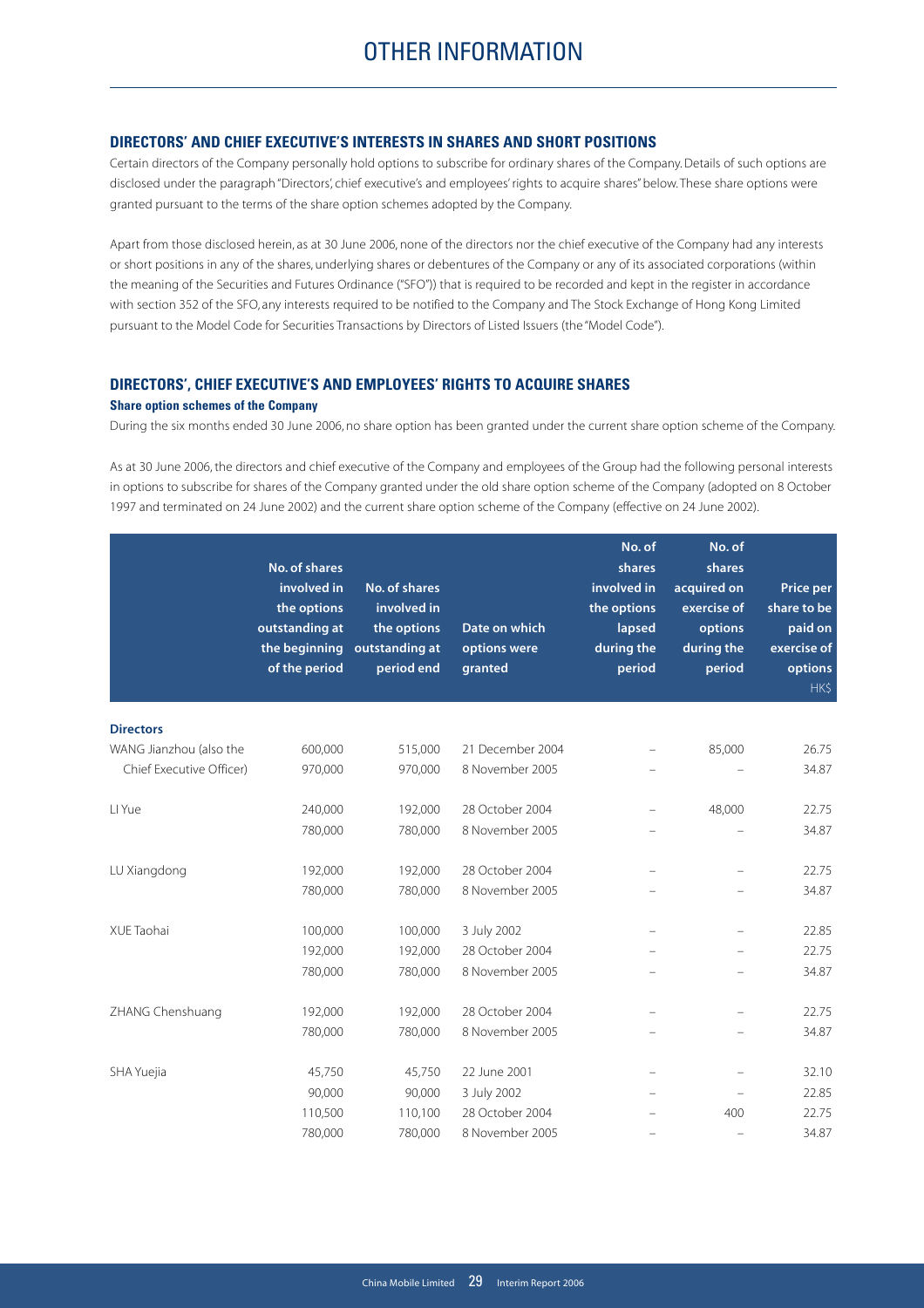# OTHER INFORMATION

## DIRECTORS' AND CHIEF EXECUTIVE'S INTERESTS IN SHARES AND SHORT POSITIONS

Certain directors of the Company personally hold options to subscribe for ordinary shares of the Company. Details of such options are disclosed under the paragraph "Directors', chief executive's and employees' rights to acquire shares" below. These share options were granted pursuant to the terms of the share option schemes adopted by the Company.

Apart from those disclosed herein, as at 30 June 2006, none of the directors nor the chief executive of the Company had any interests or short positions in any of the shares, underlying shares or debentures of the Company or any of its associated corporations (within the meaning of the Securities and Futures Ordinance ("SFO")) that is required to be recorded and kept in the register in accordance with section 352 of the SFO, any interests required to be notified to the Company and The Stock Exchange of Hong Kong Limited pursuant to the Model Code for Securities Transactions by Directors of Listed Issuers (the "Model Code").

## DIRECTORS', CHIEF EXECUTIVE'S AND EMPLOYEES' RIGHTS TO ACQUIRE SHARES

### Share option schemes of the Company

During the six months ended 30 June 2006, no share option has been granted under the current share option scheme of the Company.

As at 30 June 2006, the directors and chief executive of the Company and employees of the Group had the following personal interests in options to subscribe for shares of the Company granted under the old share option scheme of the Company (adopted on 8 October 1997 and terminated on 24 June 2002) and the current share option scheme of the Company (effective on 24 June 2002).

| | No. of shares involved in the options outstanding at the beginning of the period | No. of shares involved in the options outstanding at period end | Date on which options were granted | No. of shares involved in the options lapsed during the period | No. of shares acquired on exercise of options during the period | Price per share to be paid on exercise of options HK$ |
|---|---|---|---|---|---|---|
| **Directors** | | | | | | |
| WANG Jianzhou (also the | 600,000 | 515,000 | 21 December 2004 | – | 85,000 | 26.75 |
| Chief Executive Officer) | 970,000 | 970,000 | 8 November 2005 | – | – | 34.87 |
| LI Yue | 240,000 | 192,000 | 28 October 2004 | – | 48,000 | 22.75 |
| | 780,000 | 780,000 | 8 November 2005 | – | – | 34.87 |
| LU Xiangdong | 192,000 | 192,000 | 28 October 2004 | – | – | 22.75 |
| | 780,000 | 780,000 | 8 November 2005 | – | – | 34.87 |
| XUE Taohai | 100,000 | 100,000 | 3 July 2002 | – | – | 22.85 |
| | 192,000 | 192,000 | 28 October 2004 | – | – | 22.75 |
| | 780,000 | 780,000 | 8 November 2005 | – | – | 34.87 |
| ZHANG Chenshuang | 192,000 | 192,000 | 28 October 2004 | – | – | 22.75 |
| | 780,000 | 780,000 | 8 November 2005 | – | – | 34.87 |
| SHA Yuejia | 45,750 | 45,750 | 22 June 2001 | – | – | 32.10 |
| | 90,000 | 90,000 | 3 July 2002 | – | – | 22.85 |
| | 110,500 | 110,100 | 28 October 2004 | – | 400 | 22.75 |
| | 780,000 | 780,000 | 8 November 2005 | – | – | 34.87 |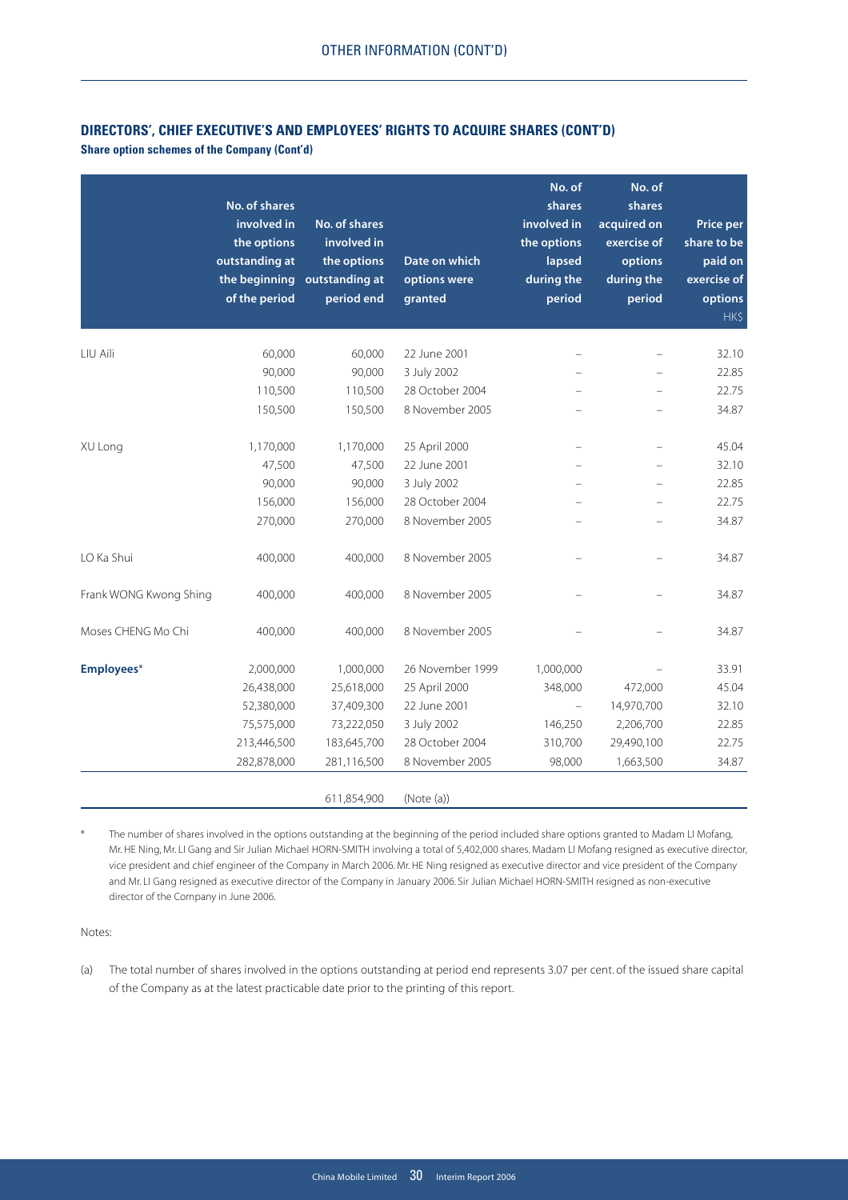## DIRECTORS', CHIEF EXECUTIVE'S AND EMPLOYEES' RIGHTS TO ACQUIRE SHARES (CONT'D)

**Share option schemes of the Company (Cont'd)**

| | No. of shares involved in the options outstanding at the beginning of the period | No. of shares involved in the options outstanding at period end | Date on which options were granted | No. of shares involved in the options lapsed during the period | No. of shares acquired on exercise of options during the period | Price per share to be paid on exercise of options HK$ |
|---|---|---|---|---|---|---|
| LIU Aili | 60,000 | 60,000 | 22 June 2001 | – | – | 32.10 |
| | 90,000 | 90,000 | 3 July 2002 | – | – | 22.85 |
| | 110,500 | 110,500 | 28 October 2004 | – | – | 22.75 |
| | 150,500 | 150,500 | 8 November 2005 | – | – | 34.87 |
| XU Long | 1,170,000 | 1,170,000 | 25 April 2000 | – | – | 45.04 |
| | 47,500 | 47,500 | 22 June 2001 | – | – | 32.10 |
| | 90,000 | 90,000 | 3 July 2002 | – | – | 22.85 |
| | 156,000 | 156,000 | 28 October 2004 | – | – | 22.75 |
| | 270,000 | 270,000 | 8 November 2005 | – | – | 34.87 |
| LO Ka Shui | 400,000 | 400,000 | 8 November 2005 | – | – | 34.87 |
| Frank WONG Kwong Shing | 400,000 | 400,000 | 8 November 2005 | – | – | 34.87 |
| Moses CHENG Mo Chi | 400,000 | 400,000 | 8 November 2005 | – | – | 34.87 |
| **Employees*** | 2,000,000 | 1,000,000 | 26 November 1999 | 1,000,000 | – | 33.91 |
| | 26,438,000 | 25,618,000 | 25 April 2000 | 348,000 | 472,000 | 45.04 |
| | 52,380,000 | 37,409,300 | 22 June 2001 | – | 14,970,700 | 32.10 |
| | 75,575,000 | 73,222,050 | 3 July 2002 | 146,250 | 2,206,700 | 22.85 |
| | 213,446,500 | 183,645,700 | 28 October 2004 | 310,700 | 29,490,100 | 22.75 |
| | 282,878,000 | 281,116,500 | 8 November 2005 | 98,000 | 1,663,500 | 34.87 |
| | | 611,854,900 | (Note (a)) | | | |

\* The number of shares involved in the options outstanding at the beginning of the period included share options granted to Madam LI Mofang, Mr. HE Ning, Mr. LI Gang and Sir Julian Michael HORN-SMITH involving a total of 5,402,000 shares. Madam LI Mofang resigned as executive director, vice president and chief engineer of the Company in March 2006. Mr. HE Ning resigned as executive director and vice president of the Company and Mr. LI Gang resigned as executive director of the Company in January 2006. Sir Julian Michael HORN-SMITH resigned as non-executive director of the Company in June 2006.

Notes:

(a) The total number of shares involved in the options outstanding at period end represents 3.07 per cent. of the issued share capital of the Company as at the latest practicable date prior to the printing of this report.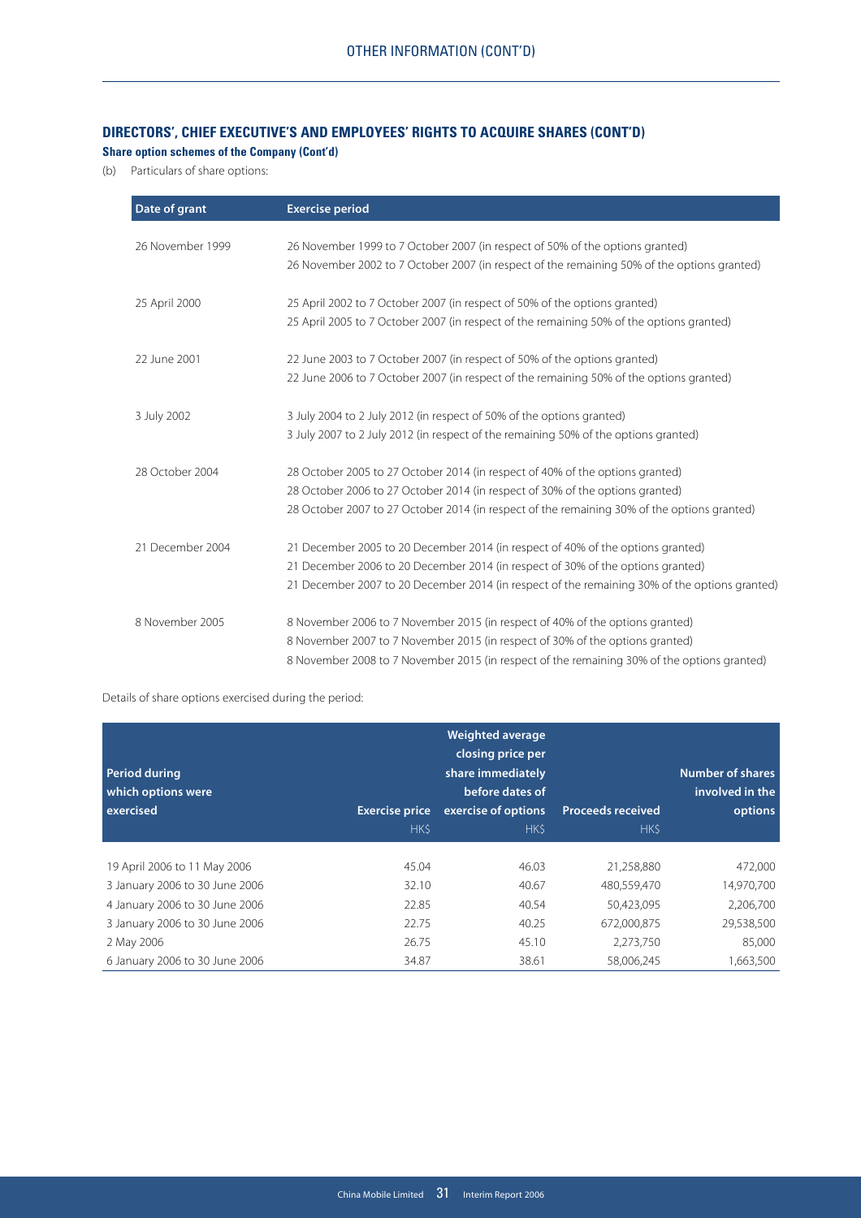## DIRECTORS', CHIEF EXECUTIVE'S AND EMPLOYEES' RIGHTS TO ACQUIRE SHARES (CONT'D)

### Share option schemes of the Company (Cont'd)

(b) Particulars of share options:

| Date of grant | Exercise period |
|---|---|
| 26 November 1999 | 26 November 1999 to 7 October 2007 (in respect of 50% of the options granted)<br>26 November 2002 to 7 October 2007 (in respect of the remaining 50% of the options granted) |
| 25 April 2000 | 25 April 2002 to 7 October 2007 (in respect of 50% of the options granted)<br>25 April 2005 to 7 October 2007 (in respect of the remaining 50% of the options granted) |
| 22 June 2001 | 22 June 2003 to 7 October 2007 (in respect of 50% of the options granted)<br>22 June 2006 to 7 October 2007 (in respect of the remaining 50% of the options granted) |
| 3 July 2002 | 3 July 2004 to 2 July 2012 (in respect of 50% of the options granted)<br>3 July 2007 to 2 July 2012 (in respect of the remaining 50% of the options granted) |
| 28 October 2004 | 28 October 2005 to 27 October 2014 (in respect of 40% of the options granted)<br>28 October 2006 to 27 October 2014 (in respect of 30% of the options granted)<br>28 October 2007 to 27 October 2014 (in respect of the remaining 30% of the options granted) |
| 21 December 2004 | 21 December 2005 to 20 December 2014 (in respect of 40% of the options granted)<br>21 December 2006 to 20 December 2014 (in respect of 30% of the options granted)<br>21 December 2007 to 20 December 2014 (in respect of the remaining 30% of the options granted) |
| 8 November 2005 | 8 November 2006 to 7 November 2015 (in respect of 40% of the options granted)<br>8 November 2007 to 7 November 2015 (in respect of 30% of the options granted)<br>8 November 2008 to 7 November 2015 (in respect of the remaining 30% of the options granted) |

Details of share options exercised during the period:

| Period during which options were exercised | Exercise price HK$ | Weighted average closing price per share immediately before dates of exercise of options HK$ | Proceeds received HK$ | Number of shares involved in the options |
|---|---:|---:|---:|---:|
| 19 April 2006 to 11 May 2006 | 45.04 | 46.03 | 21,258,880 | 472,000 |
| 3 January 2006 to 30 June 2006 | 32.10 | 40.67 | 480,559,470 | 14,970,700 |
| 4 January 2006 to 30 June 2006 | 22.85 | 40.54 | 50,423,095 | 2,206,700 |
| 3 January 2006 to 30 June 2006 | 22.75 | 40.25 | 672,000,875 | 29,538,500 |
| 2 May 2006 | 26.75 | 45.10 | 2,273,750 | 85,000 |
| 6 January 2006 to 30 June 2006 | 34.87 | 38.61 | 58,006,245 | 1,663,500 |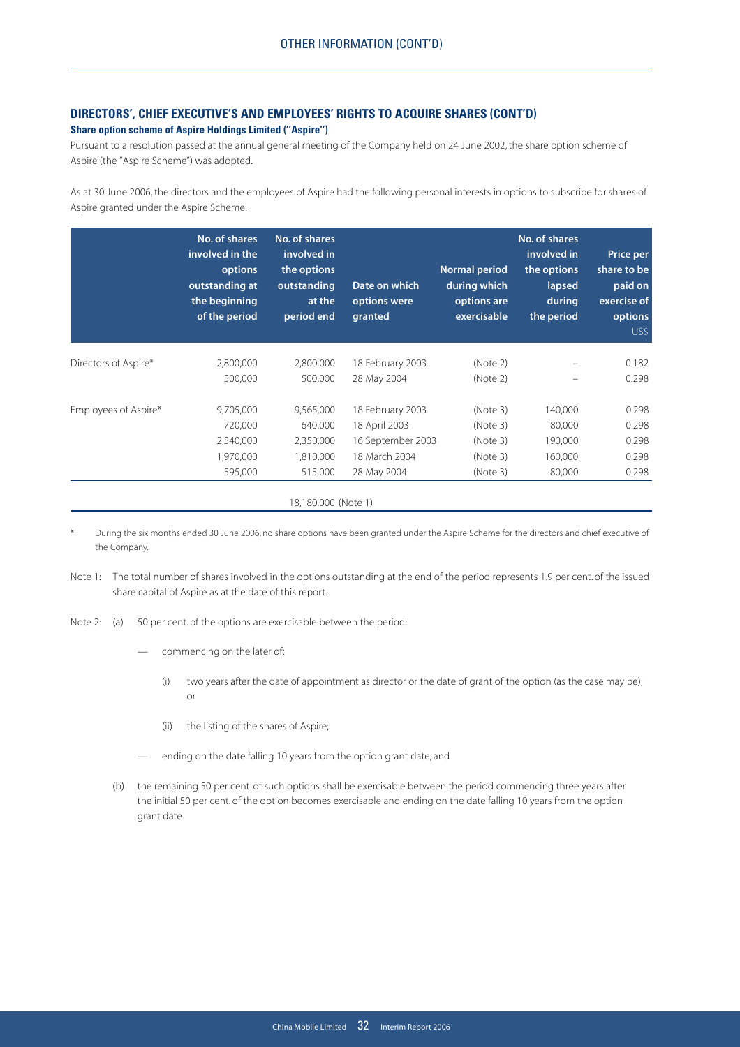## DIRECTORS', CHIEF EXECUTIVE'S AND EMPLOYEES' RIGHTS TO ACQUIRE SHARES (CONT'D)

### Share option scheme of Aspire Holdings Limited ("Aspire")

Pursuant to a resolution passed at the annual general meeting of the Company held on 24 June 2002, the share option scheme of Aspire (the "Aspire Scheme") was adopted.

As at 30 June 2006, the directors and the employees of Aspire had the following personal interests in options to subscribe for shares of Aspire granted under the Aspire Scheme.

| | No. of shares involved in the options outstanding at the beginning of the period | No. of shares involved in the options outstanding at the period end | Date on which options were granted | Normal period during which options are exercisable | No. of shares involved in the options lapsed during the period | Price per share to be paid on exercise of options US$ |
|---|---|---|---|---|---|---|
| Directors of Aspire* | 2,800,000 | 2,800,000 | 18 February 2003 | (Note 2) | – | 0.182 |
| | 500,000 | 500,000 | 28 May 2004 | (Note 2) | – | 0.298 |
| Employees of Aspire* | 9,705,000 | 9,565,000 | 18 February 2003 | (Note 3) | 140,000 | 0.298 |
| | 720,000 | 640,000 | 18 April 2003 | (Note 3) | 80,000 | 0.298 |
| | 2,540,000 | 2,350,000 | 16 September 2003 | (Note 3) | 190,000 | 0.298 |
| | 1,970,000 | 1,810,000 | 18 March 2004 | (Note 3) | 160,000 | 0.298 |
| | 595,000 | 515,000 | 28 May 2004 | (Note 3) | 80,000 | 0.298 |
| | | 18,180,000 (Note 1) | | | | |

\* During the six months ended 30 June 2006, no share options have been granted under the Aspire Scheme for the directors and chief executive of the Company.

Note 1: The total number of shares involved in the options outstanding at the end of the period represents 1.9 per cent. of the issued share capital of Aspire as at the date of this report.

Note 2: (a) 50 per cent. of the options are exercisable between the period:

— commencing on the later of:

(i) two years after the date of appointment as director or the date of grant of the option (as the case may be); or

(ii) the listing of the shares of Aspire;

— ending on the date falling 10 years from the option grant date; and

(b) the remaining 50 per cent. of such options shall be exercisable between the period commencing three years after the initial 50 per cent. of the option becomes exercisable and ending on the date falling 10 years from the option grant date.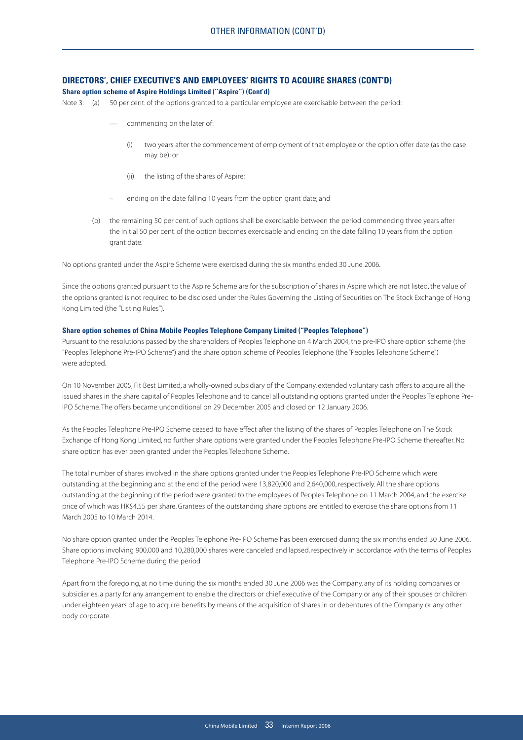## DIRECTORS', CHIEF EXECUTIVE'S AND EMPLOYEES' RIGHTS TO ACQUIRE SHARES (CONT'D)

### Share option scheme of Aspire Holdings Limited ("Aspire") (Cont'd)

Note 3: (a) 50 per cent. of the options granted to a particular employee are exercisable between the period:

- commencing on the later of:
  - (i) two years after the commencement of employment of that employee or the option offer date (as the case may be); or
  - (ii) the listing of the shares of Aspire;
- ending on the date falling 10 years from the option grant date; and

(b) the remaining 50 per cent. of such options shall be exercisable between the period commencing three years after the initial 50 per cent. of the option becomes exercisable and ending on the date falling 10 years from the option grant date.

No options granted under the Aspire Scheme were exercised during the six months ended 30 June 2006.

Since the options granted pursuant to the Aspire Scheme are for the subscription of shares in Aspire which are not listed, the value of the options granted is not required to be disclosed under the Rules Governing the Listing of Securities on The Stock Exchange of Hong Kong Limited (the "Listing Rules").

### Share option schemes of China Mobile Peoples Telephone Company Limited ("Peoples Telephone")

Pursuant to the resolutions passed by the shareholders of Peoples Telephone on 4 March 2004, the pre-IPO share option scheme (the "Peoples Telephone Pre-IPO Scheme") and the share option scheme of Peoples Telephone (the "Peoples Telephone Scheme") were adopted.

On 10 November 2005, Fit Best Limited, a wholly-owned subsidiary of the Company, extended voluntary cash offers to acquire all the issued shares in the share capital of Peoples Telephone and to cancel all outstanding options granted under the Peoples Telephone Pre-IPO Scheme. The offers became unconditional on 29 December 2005 and closed on 12 January 2006.

As the Peoples Telephone Pre-IPO Scheme ceased to have effect after the listing of the shares of Peoples Telephone on The Stock Exchange of Hong Kong Limited, no further share options were granted under the Peoples Telephone Pre-IPO Scheme thereafter. No share option has ever been granted under the Peoples Telephone Scheme.

The total number of shares involved in the share options granted under the Peoples Telephone Pre-IPO Scheme which were outstanding at the beginning and at the end of the period were 13,820,000 and 2,640,000, respectively. All the share options outstanding at the beginning of the period were granted to the employees of Peoples Telephone on 11 March 2004, and the exercise price of which was HK$4.55 per share. Grantees of the outstanding share options are entitled to exercise the share options from 11 March 2005 to 10 March 2014.

No share option granted under the Peoples Telephone Pre-IPO Scheme has been exercised during the six months ended 30 June 2006. Share options involving 900,000 and 10,280,000 shares were canceled and lapsed, respectively in accordance with the terms of Peoples Telephone Pre-IPO Scheme during the period.

Apart from the foregoing, at no time during the six months ended 30 June 2006 was the Company, any of its holding companies or subsidiaries, a party for any arrangement to enable the directors or chief executive of the Company or any of their spouses or children under eighteen years of age to acquire benefits by means of the acquisition of shares in or debentures of the Company or any other body corporate.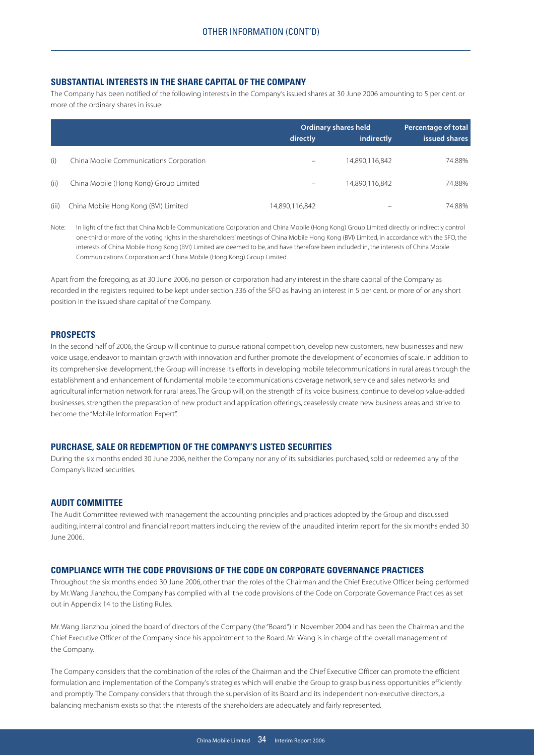## SUBSTANTIAL INTERESTS IN THE SHARE CAPITAL OF THE COMPANY

The Company has been notified of the following interests in the Company's issued shares at 30 June 2006 amounting to 5 per cent. or more of the ordinary shares in issue:

| | | Ordinary shares held | | Percentage of total |
|---|---|---|---|---|
| | | directly | indirectly | issued shares |
| (i) | China Mobile Communications Corporation | – | 14,890,116,842 | 74.88% |
| (ii) | China Mobile (Hong Kong) Group Limited | – | 14,890,116,842 | 74.88% |
| (iii) | China Mobile Hong Kong (BVI) Limited | 14,890,116,842 | – | 74.88% |

Note: In light of the fact that China Mobile Communications Corporation and China Mobile (Hong Kong) Group Limited directly or indirectly control one-third or more of the voting rights in the shareholders' meetings of China Mobile Hong Kong (BVI) Limited, in accordance with the SFO, the interests of China Mobile Hong Kong (BVI) Limited are deemed to be, and have therefore been included in, the interests of China Mobile Communications Corporation and China Mobile (Hong Kong) Group Limited.

Apart from the foregoing, as at 30 June 2006, no person or corporation had any interest in the share capital of the Company as recorded in the registers required to be kept under section 336 of the SFO as having an interest in 5 per cent. or more of or any short position in the issued share capital of the Company.

## PROSPECTS

In the second half of 2006, the Group will continue to pursue rational competition, develop new customers, new businesses and new voice usage, endeavor to maintain growth with innovation and further promote the development of economies of scale. In addition to its comprehensive development, the Group will increase its efforts in developing mobile telecommunications in rural areas through the establishment and enhancement of fundamental mobile telecommunications coverage network, service and sales networks and agricultural information network for rural areas. The Group will, on the strength of its voice business, continue to develop value-added businesses, strengthen the preparation of new product and application offerings, ceaselessly create new business areas and strive to become the "Mobile Information Expert".

## PURCHASE, SALE OR REDEMPTION OF THE COMPANY'S LISTED SECURITIES

During the six months ended 30 June 2006, neither the Company nor any of its subsidiaries purchased, sold or redeemed any of the Company's listed securities.

## AUDIT COMMITTEE

The Audit Committee reviewed with management the accounting principles and practices adopted by the Group and discussed auditing, internal control and financial report matters including the review of the unaudited interim report for the six months ended 30 June 2006.

## COMPLIANCE WITH THE CODE PROVISIONS OF THE CODE ON CORPORATE GOVERNANCE PRACTICES

Throughout the six months ended 30 June 2006, other than the roles of the Chairman and the Chief Executive Officer being performed by Mr. Wang Jianzhou, the Company has complied with all the code provisions of the Code on Corporate Governance Practices as set out in Appendix 14 to the Listing Rules.

Mr. Wang Jianzhou joined the board of directors of the Company (the "Board") in November 2004 and has been the Chairman and the Chief Executive Officer of the Company since his appointment to the Board. Mr. Wang is in charge of the overall management of the Company.

The Company considers that the combination of the roles of the Chairman and the Chief Executive Officer can promote the efficient formulation and implementation of the Company's strategies which will enable the Group to grasp business opportunities efficiently and promptly. The Company considers that through the supervision of its Board and its independent non-executive directors, a balancing mechanism exists so that the interests of the shareholders are adequately and fairly represented.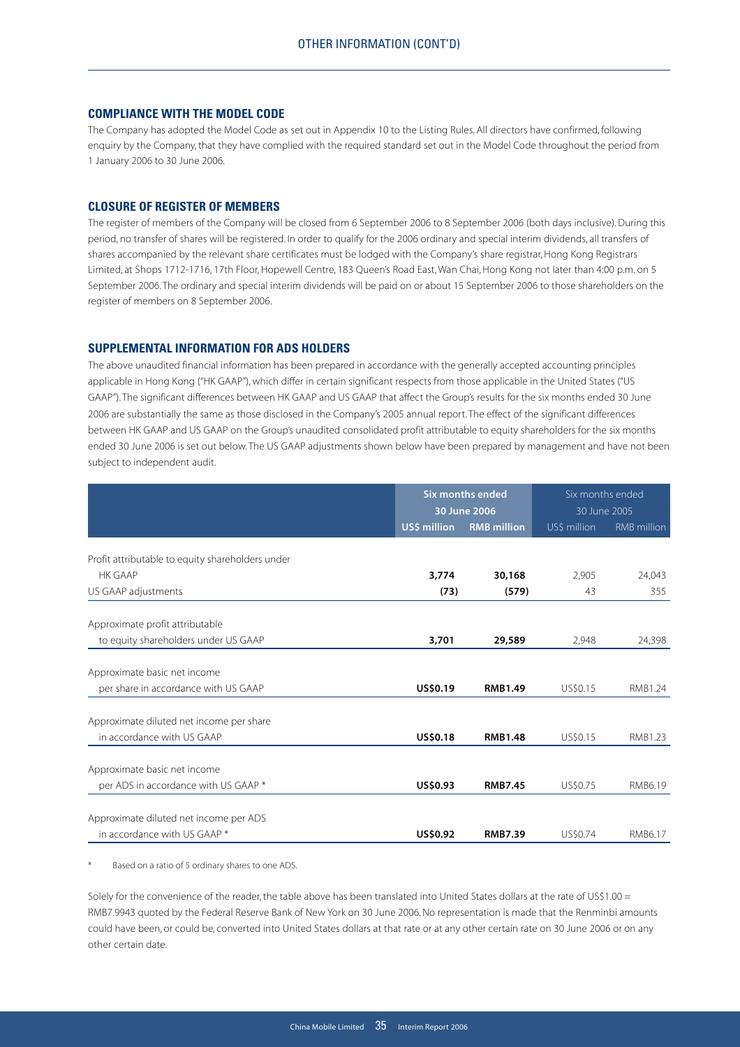## COMPLIANCE WITH THE MODEL CODE

The Company has adopted the Model Code as set out in Appendix 10 to the Listing Rules. All directors have confirmed, following enquiry by the Company, that they have complied with the required standard set out in the Model Code throughout the period from 1 January 2006 to 30 June 2006.

## CLOSURE OF REGISTER OF MEMBERS

The register of members of the Company will be closed from 6 September 2006 to 8 September 2006 (both days inclusive). During this period, no transfer of shares will be registered. In order to qualify for the 2006 ordinary and special interim dividends, all transfers of shares accompanied by the relevant share certificates must be lodged with the Company's share registrar, Hong Kong Registrars Limited, at Shops 1712-1716, 17th Floor, Hopewell Centre, 183 Queen's Road East, Wan Chai, Hong Kong not later than 4:00 p.m. on 5 September 2006. The ordinary and special interim dividends will be paid on or about 15 September 2006 to those shareholders on the register of members on 8 September 2006.

## SUPPLEMENTAL INFORMATION FOR ADS HOLDERS

The above unaudited financial information has been prepared in accordance with the generally accepted accounting principles applicable in Hong Kong ("HK GAAP"), which differ in certain significant respects from those applicable in the United States ("US GAAP"). The significant differences between HK GAAP and US GAAP that affect the Group's results for the six months ended 30 June 2006 are substantially the same as those disclosed in the Company's 2005 annual report. The effect of the significant differences between HK GAAP and US GAAP on the Group's unaudited consolidated profit attributable to equity shareholders for the six months ended 30 June 2006 is set out below. The US GAAP adjustments shown below have been prepared by management and have not been subject to independent audit.

| | **Six months ended 30 June 2006** | | Six months ended 30 June 2005 | |
|---|---|---|---|---|
| | **US$ million** | **RMB million** | US$ million | RMB million |
| Profit attributable to equity shareholders under HK GAAP | **3,774** | **30,168** | 2,905 | 24,043 |
| US GAAP adjustments | **(73)** | **(579)** | 43 | 355 |
| Approximate profit attributable to equity shareholders under US GAAP | **3,701** | **29,589** | 2,948 | 24,398 |
| Approximate basic net income per share in accordance with US GAAP | **US$0.19** | **RMB1.49** | US$0.15 | RMB1.24 |
| Approximate diluted net income per share in accordance with US GAAP | **US$0.18** | **RMB1.48** | US$0.15 | RMB1.23 |
| Approximate basic net income per ADS in accordance with US GAAP * | **US$0.93** | **RMB7.45** | US$0.75 | RMB6.19 |
| Approximate diluted net income per ADS in accordance with US GAAP * | **US$0.92** | **RMB7.39** | US$0.74 | RMB6.17 |

\* Based on a ratio of 5 ordinary shares to one ADS.

Solely for the convenience of the reader, the table above has been translated into United States dollars at the rate of US$1.00 = RMB7.9943 quoted by the Federal Reserve Bank of New York on 30 June 2006. No representation is made that the Renminbi amounts could have been, or could be, converted into United States dollars at that rate or at any other certain rate on 30 June 2006 or on any other certain date.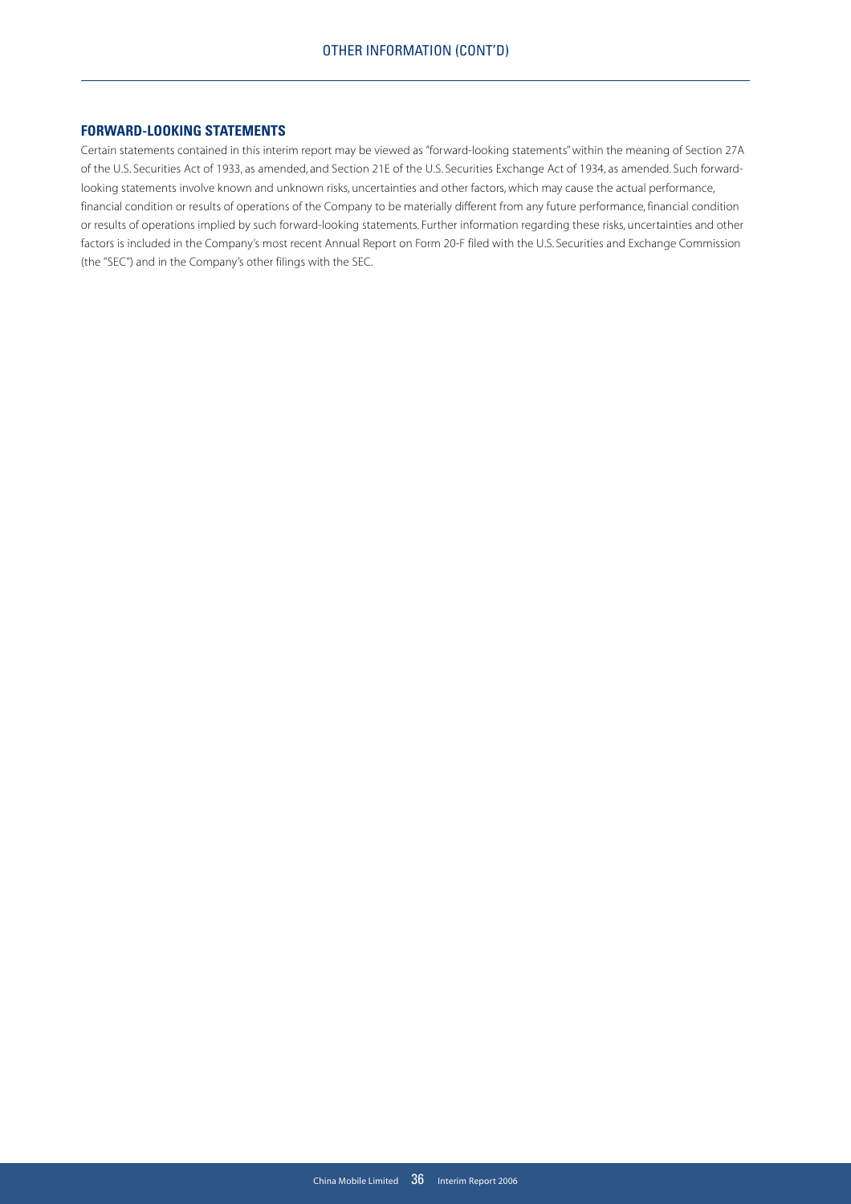## FORWARD-LOOKING STATEMENTS

Certain statements contained in this interim report may be viewed as "forward-looking statements" within the meaning of Section 27A of the U.S. Securities Act of 1933, as amended, and Section 21E of the U.S. Securities Exchange Act of 1934, as amended. Such forward-looking statements involve known and unknown risks, uncertainties and other factors, which may cause the actual performance, financial condition or results of operations of the Company to be materially different from any future performance, financial condition or results of operations implied by such forward-looking statements. Further information regarding these risks, uncertainties and other factors is included in the Company's most recent Annual Report on Form 20-F filed with the U.S. Securities and Exchange Commission (the "SEC") and in the Company's other filings with the SEC.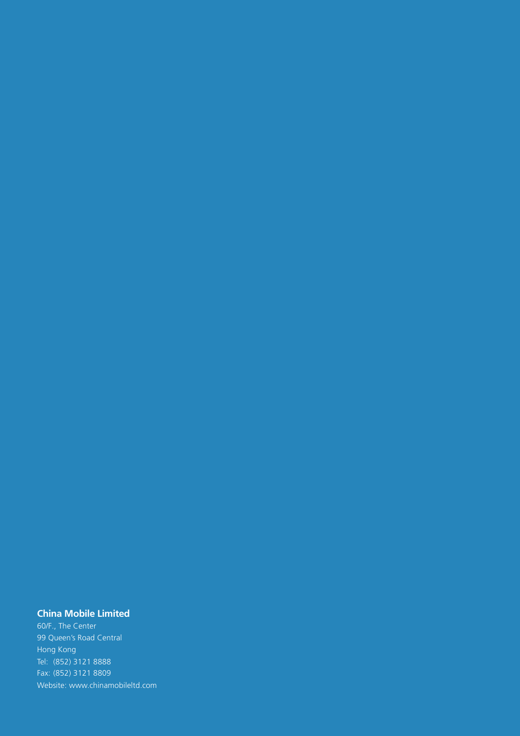**China Mobile Limited**

60/F., The Center
99 Queen's Road Central
Hong Kong
Tel: (852) 3121 8888
Fax: (852) 3121 8809
Website: www.chinamobileltd.com